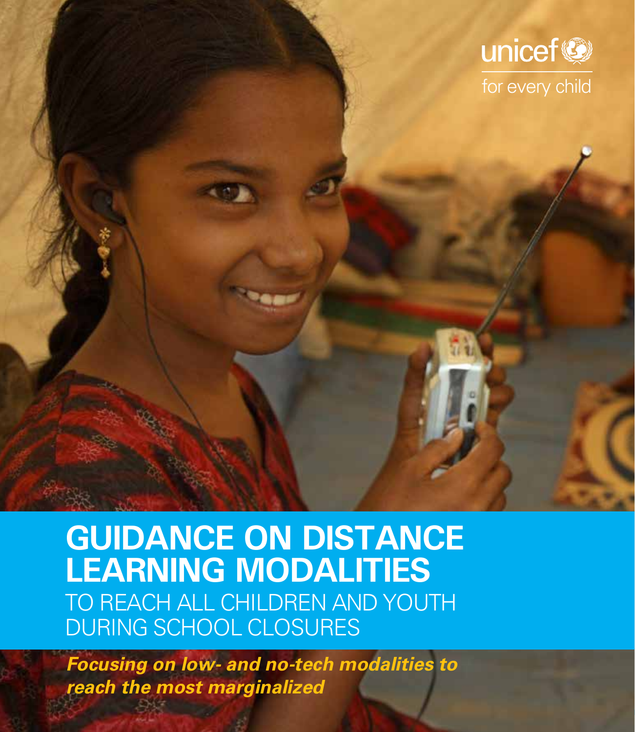unicef for every child

# GUIDANCE ON DISTANCE LEARNING MODALITIES

## TO REACH ALL CHILDREN AND YOUTH DURING SCHOOL CLOSURES

***Focusing on low- and no-tech modalities to reach the most marginalized***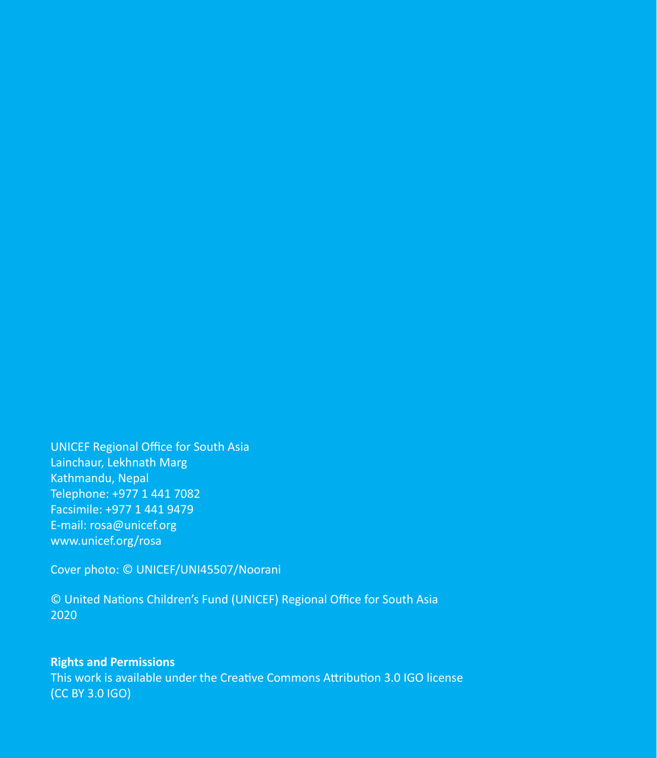UNICEF Regional Office for South Asia
Lainchaur, Lekhnath Marg
Kathmandu, Nepal
Telephone: +977 1 441 7082
Facsimile: +977 1 441 9479
E-mail: rosa@unicef.org
www.unicef.org/rosa

Cover photo: © UNICEF/UNI45507/Noorani

© United Nations Children's Fund (UNICEF) Regional Office for South Asia
2020

**Rights and Permissions**
This work is available under the Creative Commons Attribution 3.0 IGO license
(CC BY 3.0 IGO)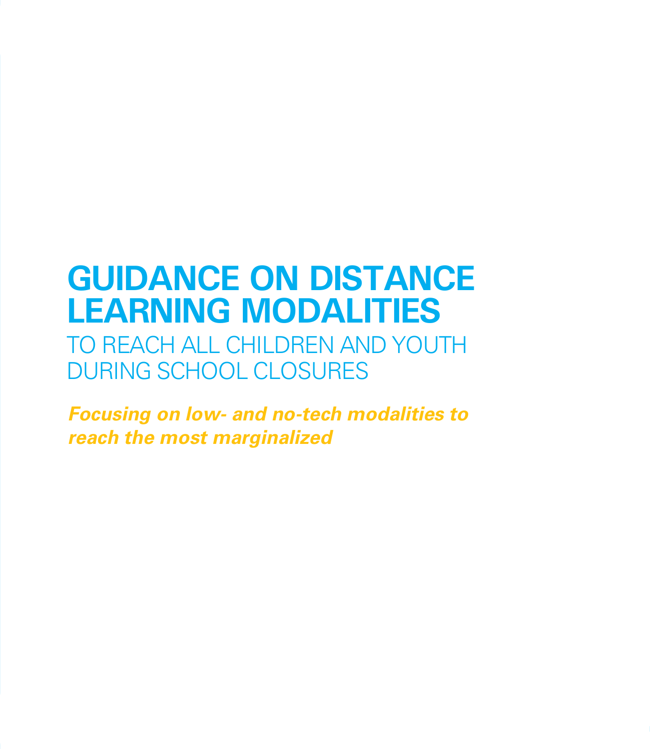# GUIDANCE ON DISTANCE LEARNING MODALITIES

## TO REACH ALL CHILDREN AND YOUTH DURING SCHOOL CLOSURES

***Focusing on low- and no-tech modalities to reach the most marginalized***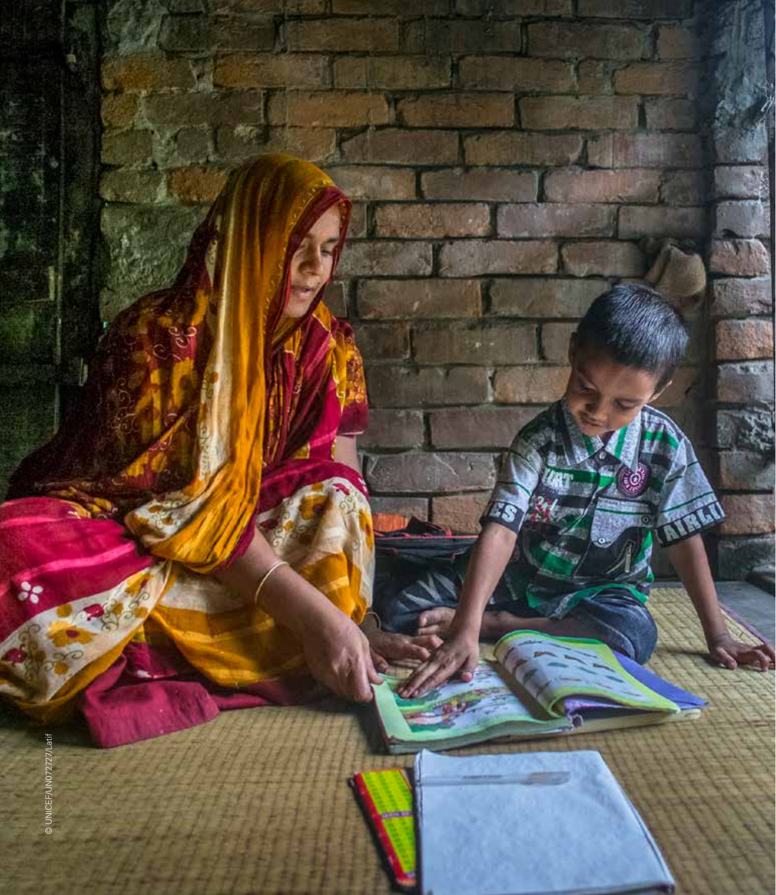© UNICEF/UN072727/Latif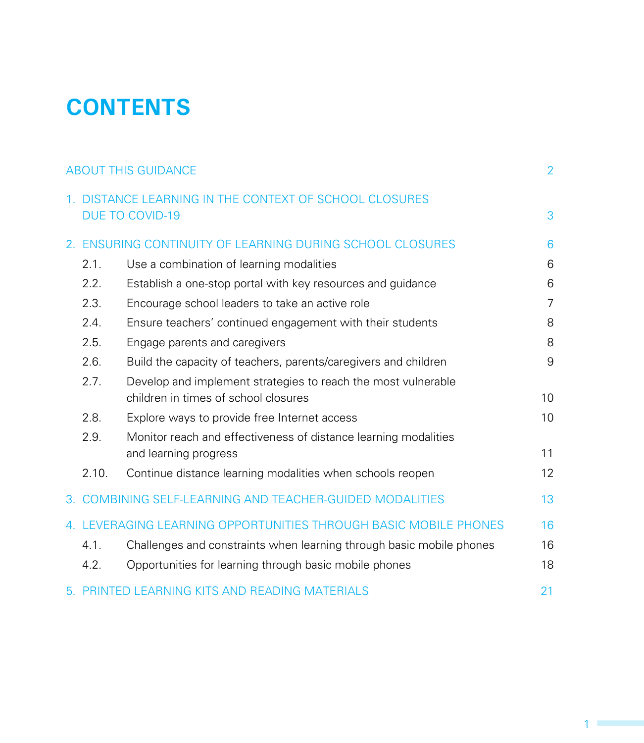# CONTENTS

| | | |
|---|---|---|
| ABOUT THIS GUIDANCE | | 2 |
| 1. DISTANCE LEARNING IN THE CONTEXT OF SCHOOL CLOSURES DUE TO COVID-19 | | 3 |
| 2. ENSURING CONTINUITY OF LEARNING DURING SCHOOL CLOSURES | | 6 |
| 2.1. | Use a combination of learning modalities | 6 |
| 2.2. | Establish a one-stop portal with key resources and guidance | 6 |
| 2.3. | Encourage school leaders to take an active role | 7 |
| 2.4. | Ensure teachers' continued engagement with their students | 8 |
| 2.5. | Engage parents and caregivers | 8 |
| 2.6. | Build the capacity of teachers, parents/caregivers and children | 9 |
| 2.7. | Develop and implement strategies to reach the most vulnerable children in times of school closures | 10 |
| 2.8. | Explore ways to provide free Internet access | 10 |
| 2.9. | Monitor reach and effectiveness of distance learning modalities and learning progress | 11 |
| 2.10. | Continue distance learning modalities when schools reopen | 12 |
| 3. COMBINING SELF-LEARNING AND TEACHER-GUIDED MODALITIES | | 13 |
| 4. LEVERAGING LEARNING OPPORTUNITIES THROUGH BASIC MOBILE PHONES | | 16 |
| 4.1. | Challenges and constraints when learning through basic mobile phones | 16 |
| 4.2. | Opportunities for learning through basic mobile phones | 18 |
| 5. PRINTED LEARNING KITS AND READING MATERIALS | | 21 |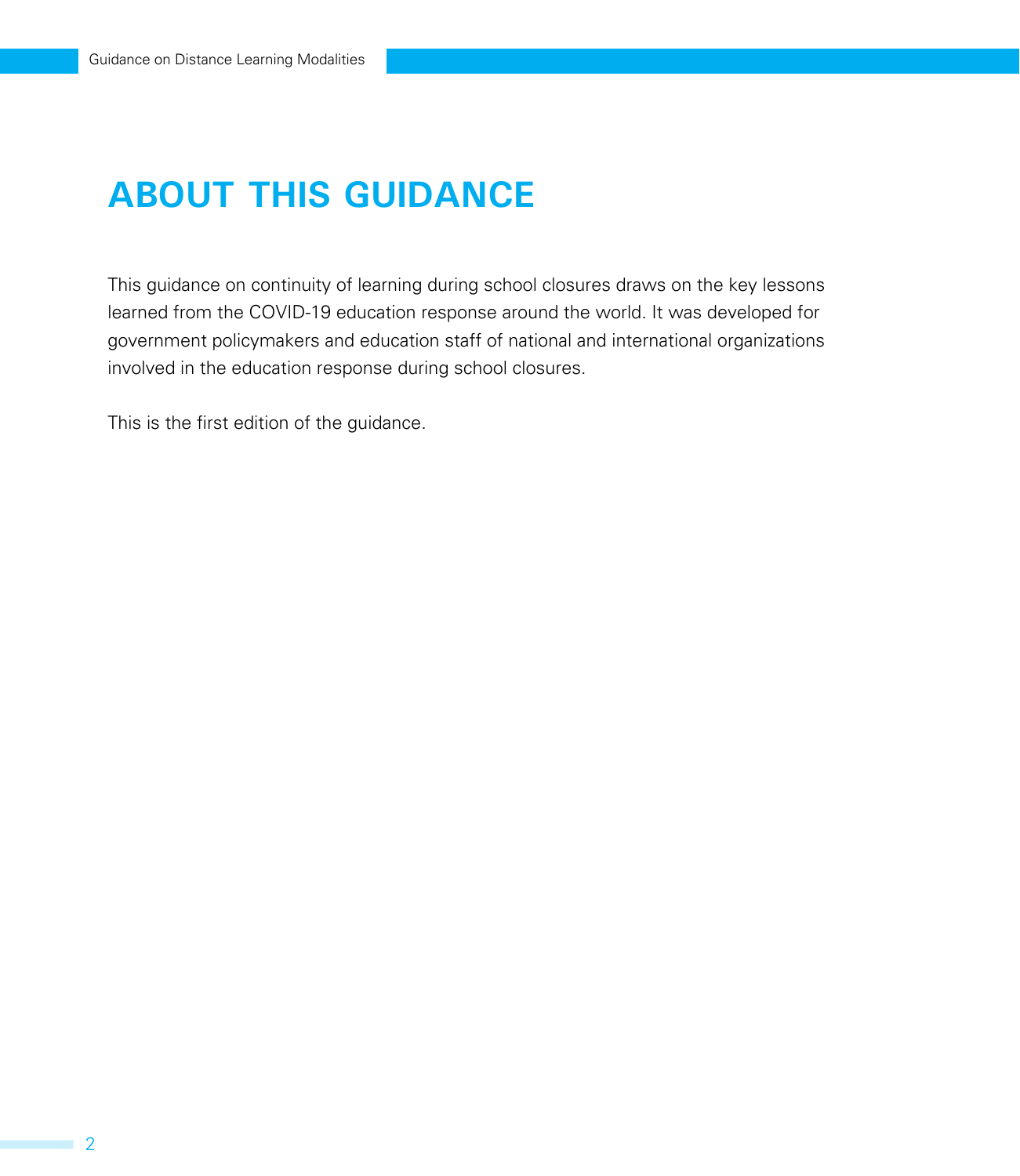# ABOUT THIS GUIDANCE

This guidance on continuity of learning during school closures draws on the key lessons learned from the COVID-19 education response around the world. It was developed for government policymakers and education staff of national and international organizations involved in the education response during school closures.

This is the first edition of the guidance.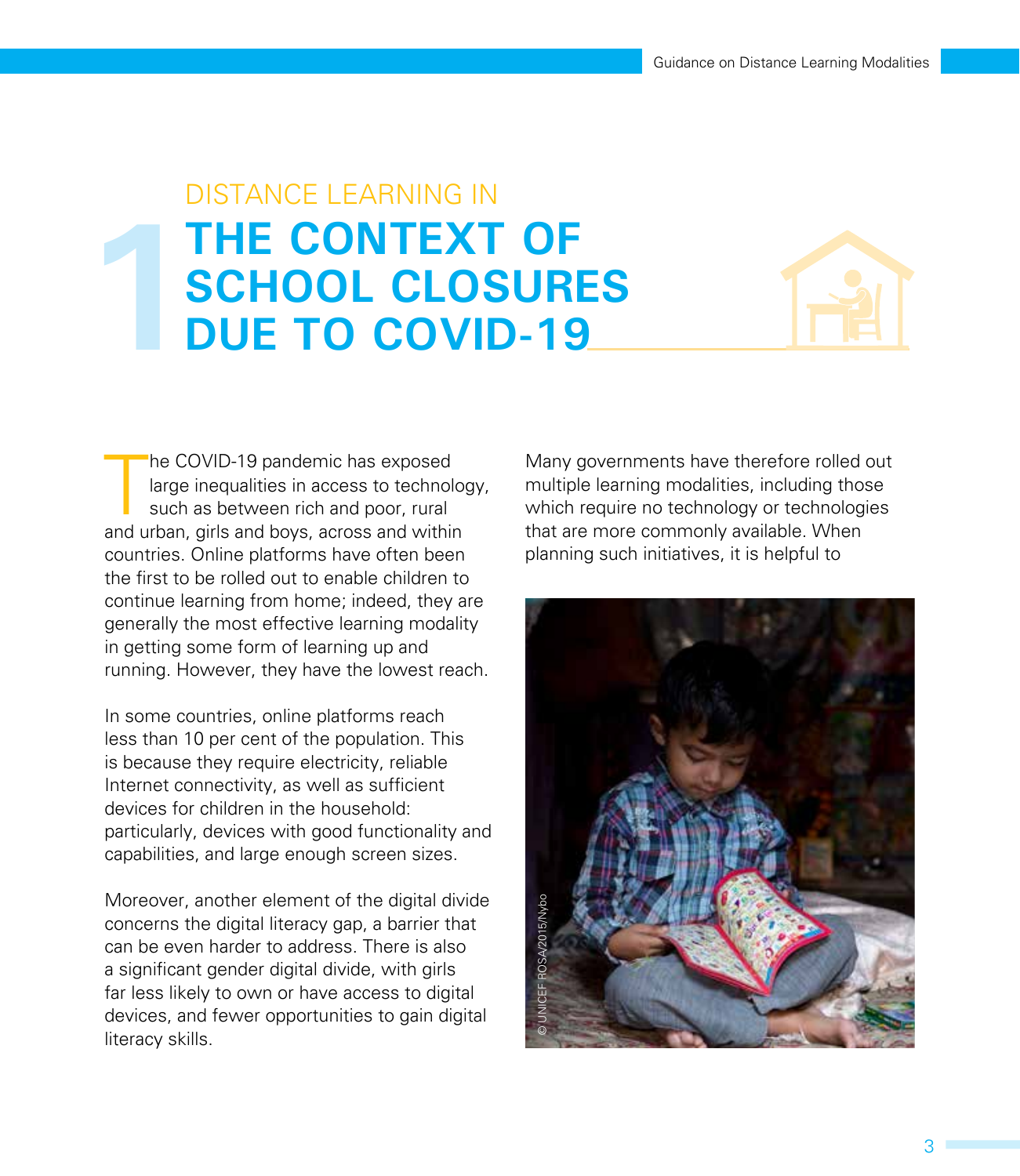# 1 DISTANCE LEARNING IN THE CONTEXT OF SCHOOL CLOSURES DUE TO COVID-19

The COVID-19 pandemic has exposed large inequalities in access to technology, such as between rich and poor, rural and urban, girls and boys, across and within countries. Online platforms have often been the first to be rolled out to enable children to continue learning from home; indeed, they are generally the most effective learning modality in getting some form of learning up and running. However, they have the lowest reach.

In some countries, online platforms reach less than 10 per cent of the population. This is because they require electricity, reliable Internet connectivity, as well as sufficient devices for children in the household: particularly, devices with good functionality and capabilities, and large enough screen sizes.

Moreover, another element of the digital divide concerns the digital literacy gap, a barrier that can be even harder to address. There is also a significant gender digital divide, with girls far less likely to own or have access to digital devices, and fewer opportunities to gain digital literacy skills.

Many governments have therefore rolled out multiple learning modalities, including those which require no technology or technologies that are more commonly available. When planning such initiatives, it is helpful to

© UNICEF ROSA/2015/Nybo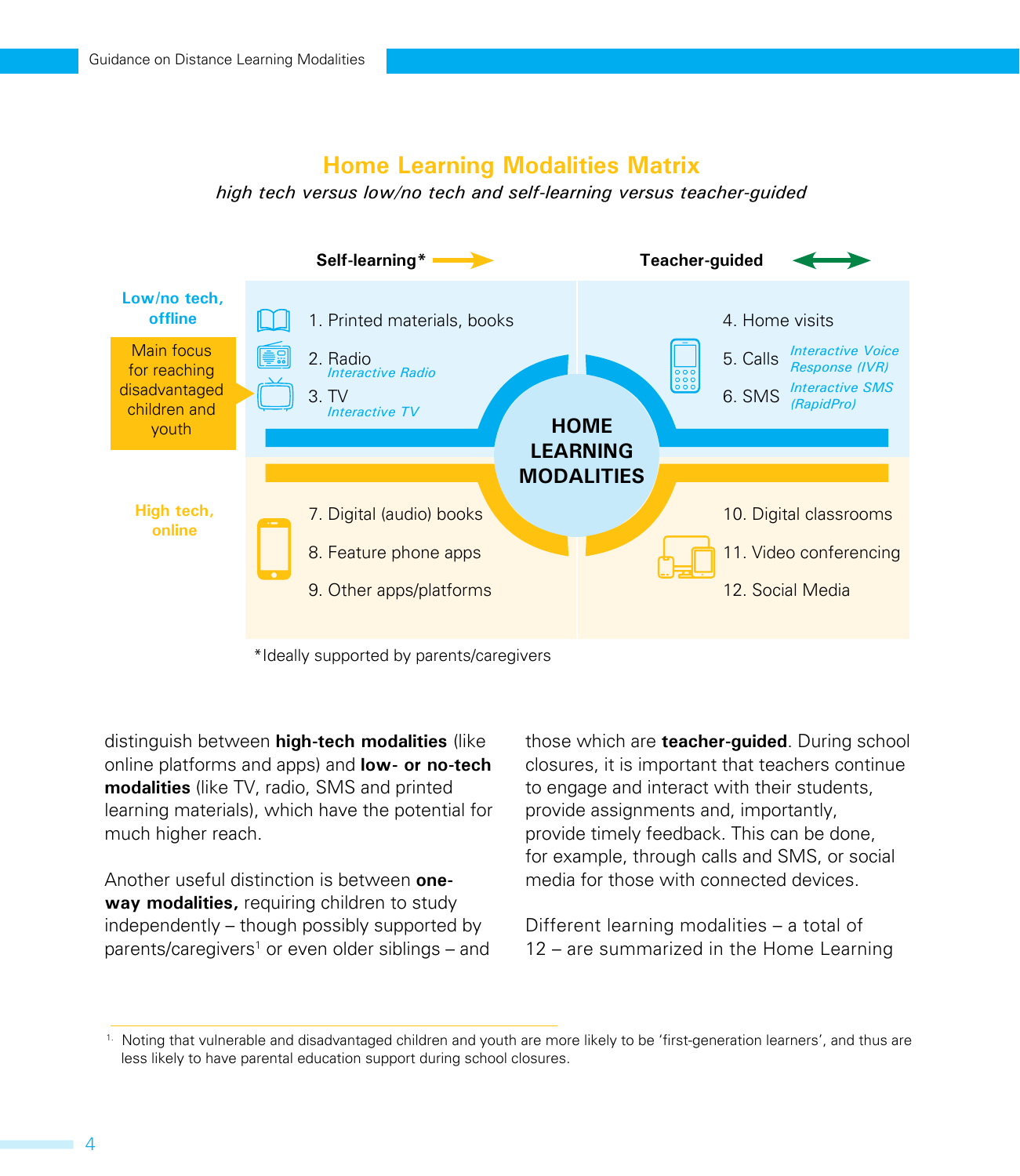## Home Learning Modalities Matrix

*high tech versus low/no tech and self-learning versus teacher-guided*

| | Self-learning* | Teacher-guided |
|---|---|---|
| **Low/no tech, offline** (Main focus for reaching disadvantaged children and youth) | 1. Printed materials, books<br>2. Radio — *Interactive Radio*<br>3. TV — *Interactive TV* | 4. Home visits<br>5. Calls — *Interactive Voice Response (IVR)*<br>6. SMS — *Interactive SMS (RapidPro)* |
| **High tech, online** | 7. Digital (audio) books<br>8. Feature phone apps<br>9. Other apps/platforms | 10. Digital classrooms<br>11. Video conferencing<br>12. Social Media |

HOME LEARNING MODALITIES

*Ideally supported by parents/caregivers

distinguish between **high-tech modalities** (like online platforms and apps) and **low- or no-tech modalities** (like TV, radio, SMS and printed learning materials), which have the potential for much higher reach.

Another useful distinction is between **one-way modalities,** requiring children to study independently – though possibly supported by parents/caregivers[1] or even older siblings – and those which are **teacher-guided**. During school closures, it is important that teachers continue to engage and interact with their students, provide assignments and, importantly, provide timely feedback. This can be done, for example, through calls and SMS, or social media for those with connected devices.

Different learning modalities – a total of 12 – are summarized in the Home Learning

[1] Noting that vulnerable and disadvantaged children and youth are more likely to be 'first-generation learners', and thus are less likely to have parental education support during school closures.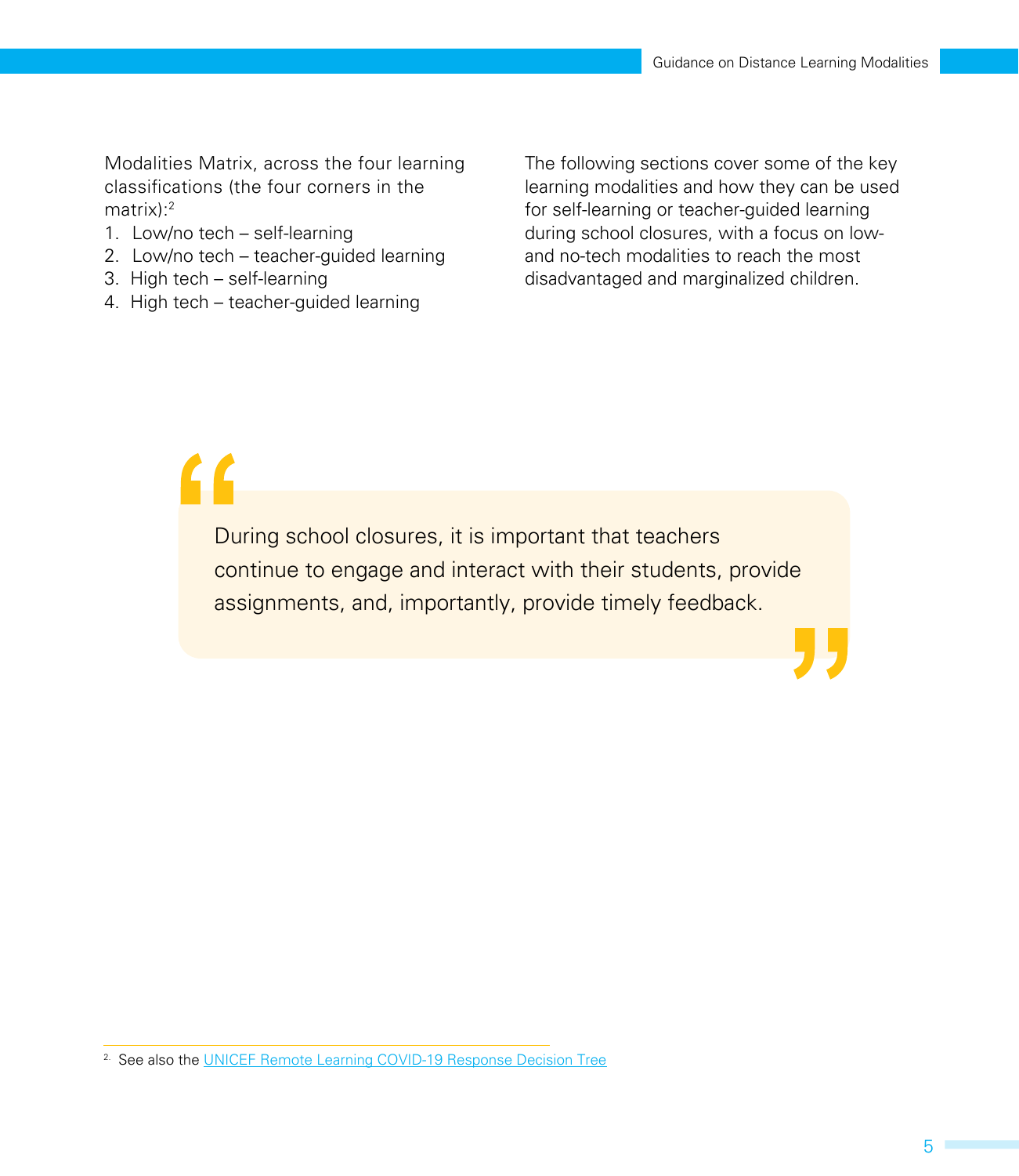Modalities Matrix, across the four learning classifications (the four corners in the matrix):[2]

1. Low/no tech – self-learning
2. Low/no tech – teacher-guided learning
3. High tech – self-learning
4. High tech – teacher-guided learning

The following sections cover some of the key learning modalities and how they can be used for self-learning or teacher-guided learning during school closures, with a focus on low- and no-tech modalities to reach the most disadvantaged and marginalized children.

> During school closures, it is important that teachers continue to engage and interact with their students, provide assignments, and, importantly, provide timely feedback.

[2] See also the [UNICEF Remote Learning COVID-19 Response Decision Tree]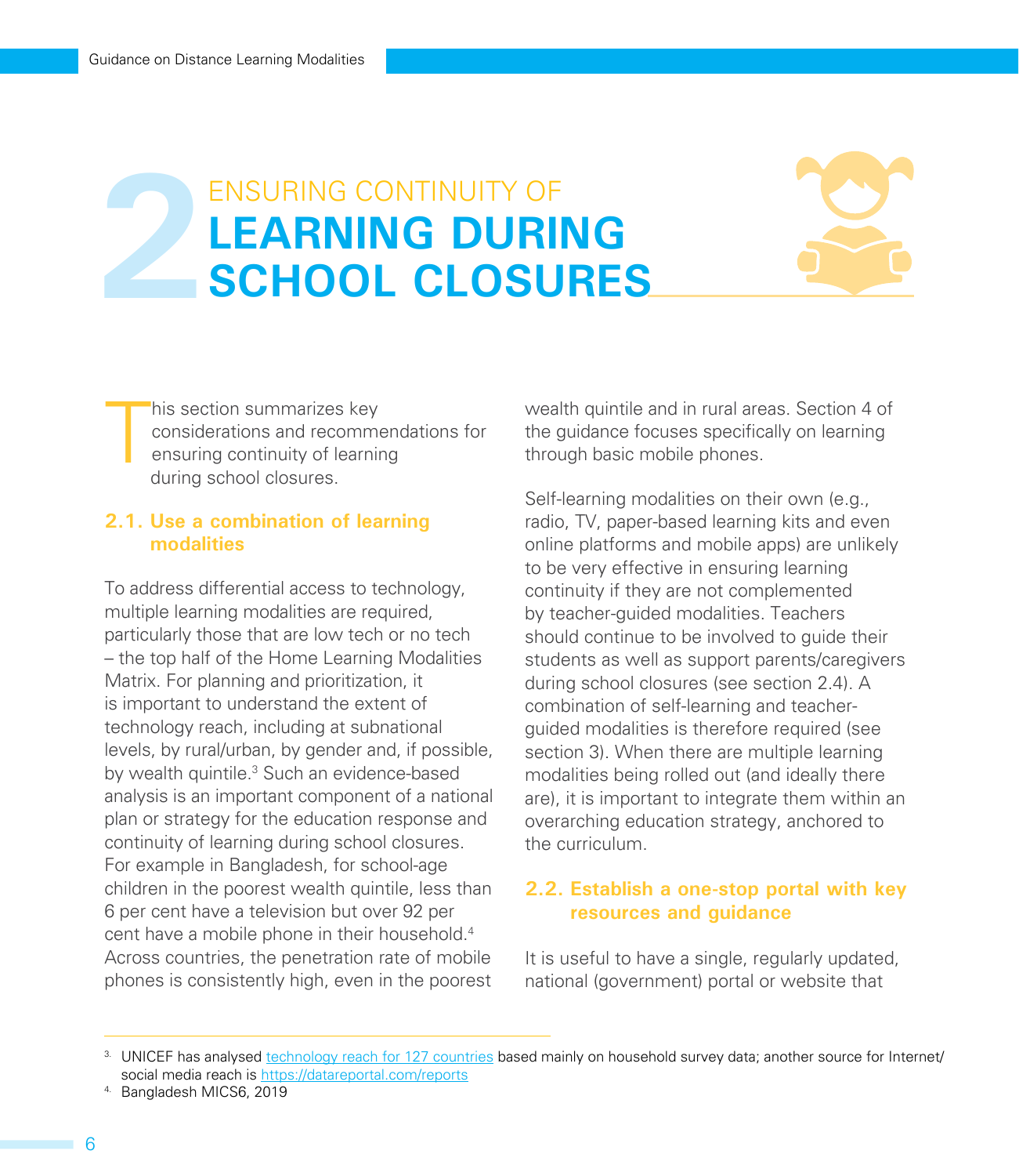# 2 ENSURING CONTINUITY OF LEARNING DURING SCHOOL CLOSURES

This section summarizes key considerations and recommendations for ensuring continuity of learning during school closures.

## 2.1. Use a combination of learning modalities

To address differential access to technology, multiple learning modalities are required, particularly those that are low tech or no tech – the top half of the Home Learning Modalities Matrix. For planning and prioritization, it is important to understand the extent of technology reach, including at subnational levels, by rural/urban, by gender and, if possible, by wealth quintile.[3] Such an evidence-based analysis is an important component of a national plan or strategy for the education response and continuity of learning during school closures. For example in Bangladesh, for school-age children in the poorest wealth quintile, less than 6 per cent have a television but over 92 per cent have a mobile phone in their household.[4] Across countries, the penetration rate of mobile phones is consistently high, even in the poorest wealth quintile and in rural areas. Section 4 of the guidance focuses specifically on learning through basic mobile phones.

Self-learning modalities on their own (e.g., radio, TV, paper-based learning kits and even online platforms and mobile apps) are unlikely to be very effective in ensuring learning continuity if they are not complemented by teacher-guided modalities. Teachers should continue to be involved to guide their students as well as support parents/caregivers during school closures (see section 2.4). A combination of self-learning and teacher-guided modalities is therefore required (see section 3). When there are multiple learning modalities being rolled out (and ideally there are), it is important to integrate them within an overarching education strategy, anchored to the curriculum.

## 2.2. Establish a one-stop portal with key resources and guidance

It is useful to have a single, regularly updated, national (government) portal or website that

---

[3] UNICEF has analysed technology reach for 127 countries based mainly on household survey data; another source for Internet/social media reach is https://datareportal.com/reports

[4] Bangladesh MICS6, 2019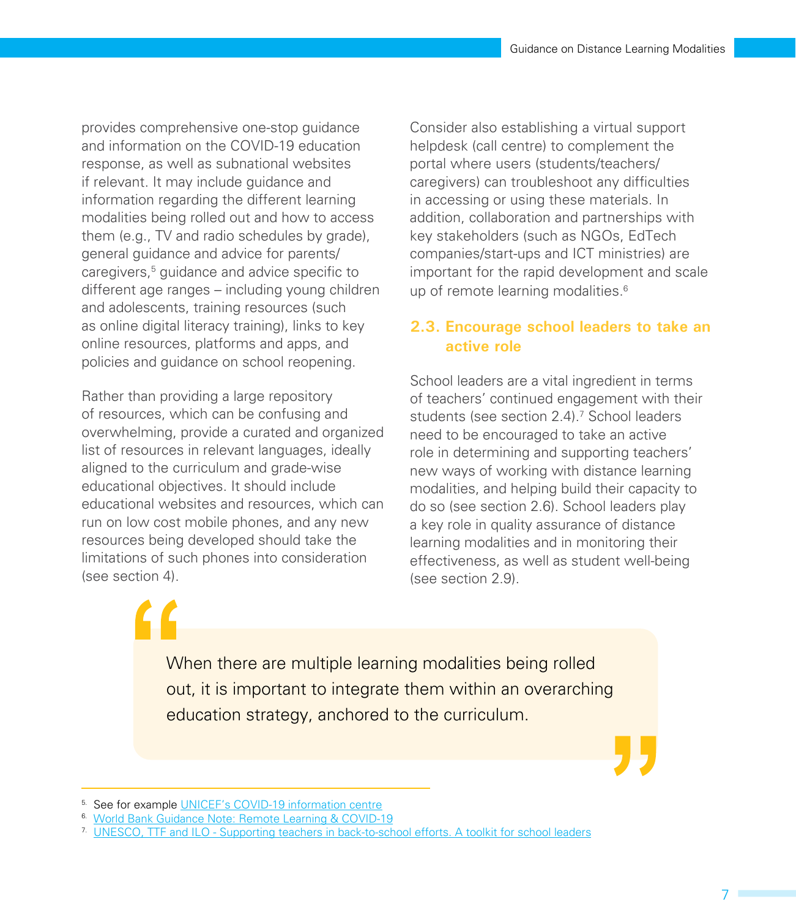provides comprehensive one-stop guidance and information on the COVID-19 education response, as well as subnational websites if relevant. It may include guidance and information regarding the different learning modalities being rolled out and how to access them (e.g., TV and radio schedules by grade), general guidance and advice for parents/caregivers,[5] guidance and advice specific to different age ranges – including young children and adolescents, training resources (such as online digital literacy training), links to key online resources, platforms and apps, and policies and guidance on school reopening.

Rather than providing a large repository of resources, which can be confusing and overwhelming, provide a curated and organized list of resources in relevant languages, ideally aligned to the curriculum and grade-wise educational objectives. It should include educational websites and resources, which can run on low cost mobile phones, and any new resources being developed should take the limitations of such phones into consideration (see section 4).

Consider also establishing a virtual support helpdesk (call centre) to complement the portal where users (students/teachers/caregivers) can troubleshoot any difficulties in accessing or using these materials. In addition, collaboration and partnerships with key stakeholders (such as NGOs, EdTech companies/start-ups and ICT ministries) are important for the rapid development and scale up of remote learning modalities.[6]

### 2.3. Encourage school leaders to take an active role

School leaders are a vital ingredient in terms of teachers' continued engagement with their students (see section 2.4).[7] School leaders need to be encouraged to take an active role in determining and supporting teachers' new ways of working with distance learning modalities, and helping build their capacity to do so (see section 2.6). School leaders play a key role in quality assurance of distance learning modalities and in monitoring their effectiveness, as well as student well-being (see section 2.9).

> When there are multiple learning modalities being rolled out, it is important to integrate them within an overarching education strategy, anchored to the curriculum.

---

5. See for example UNICEF's COVID-19 information centre
6. World Bank Guidance Note: Remote Learning & COVID-19
7. UNESCO, TTF and ILO - Supporting teachers in back-to-school efforts. A toolkit for school leaders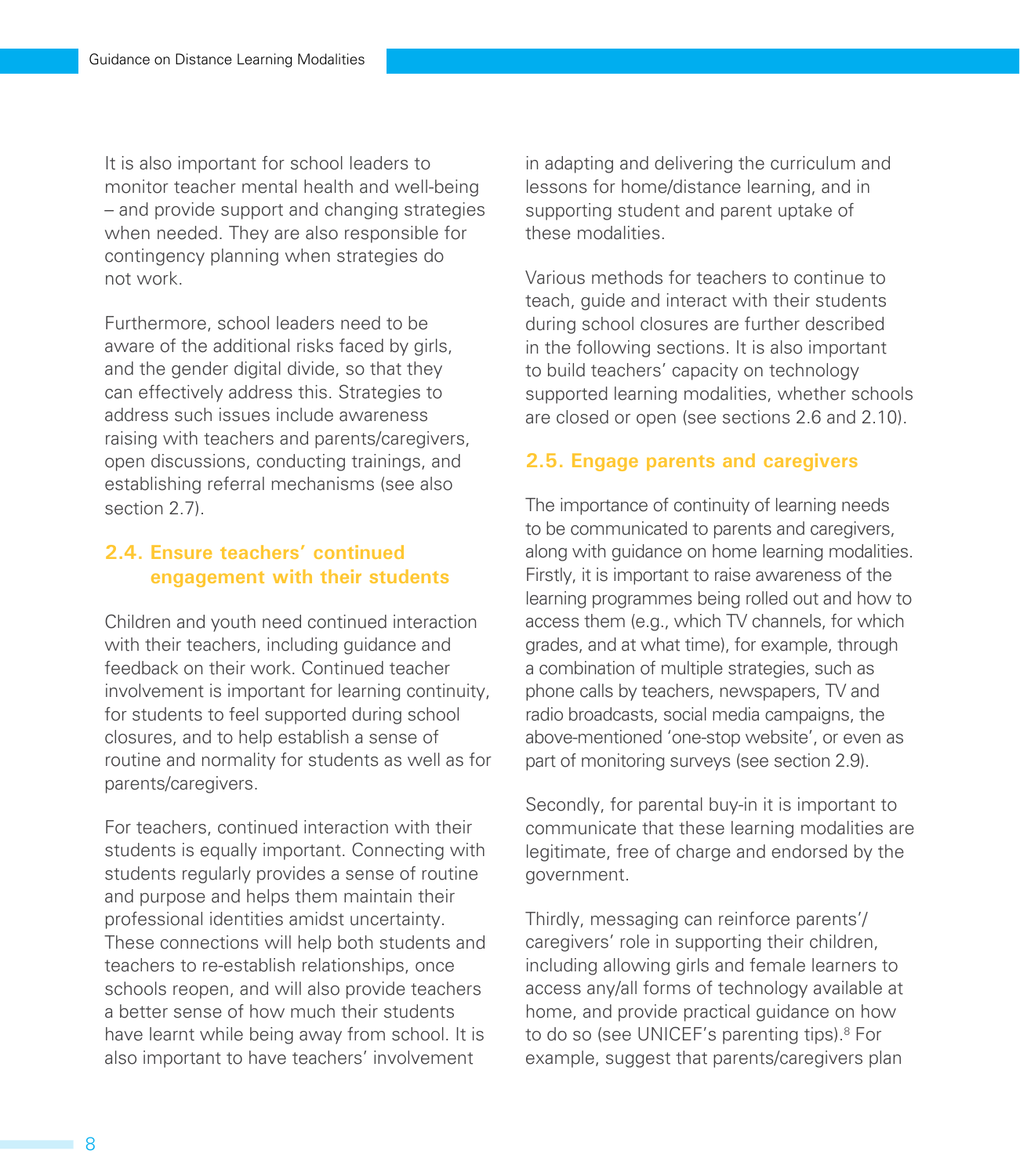It is also important for school leaders to monitor teacher mental health and well-being – and provide support and changing strategies when needed. They are also responsible for contingency planning when strategies do not work.

Furthermore, school leaders need to be aware of the additional risks faced by girls, and the gender digital divide, so that they can effectively address this. Strategies to address such issues include awareness raising with teachers and parents/caregivers, open discussions, conducting trainings, and establishing referral mechanisms (see also section 2.7).

## 2.4. Ensure teachers' continued engagement with their students

Children and youth need continued interaction with their teachers, including guidance and feedback on their work. Continued teacher involvement is important for learning continuity, for students to feel supported during school closures, and to help establish a sense of routine and normality for students as well as for parents/caregivers.

For teachers, continued interaction with their students is equally important. Connecting with students regularly provides a sense of routine and purpose and helps them maintain their professional identities amidst uncertainty. These connections will help both students and teachers to re-establish relationships, once schools reopen, and will also provide teachers a better sense of how much their students have learnt while being away from school. It is also important to have teachers' involvement in adapting and delivering the curriculum and lessons for home/distance learning, and in supporting student and parent uptake of these modalities.

Various methods for teachers to continue to teach, guide and interact with their students during school closures are further described in the following sections. It is also important to build teachers' capacity on technology supported learning modalities, whether schools are closed or open (see sections 2.6 and 2.10).

## 2.5. Engage parents and caregivers

The importance of continuity of learning needs to be communicated to parents and caregivers, along with guidance on home learning modalities. Firstly, it is important to raise awareness of the learning programmes being rolled out and how to access them (e.g., which TV channels, for which grades, and at what time), for example, through a combination of multiple strategies, such as phone calls by teachers, newspapers, TV and radio broadcasts, social media campaigns, the above-mentioned 'one-stop website', or even as part of monitoring surveys (see section 2.9).

Secondly, for parental buy-in it is important to communicate that these learning modalities are legitimate, free of charge and endorsed by the government.

Thirdly, messaging can reinforce parents'/caregivers' role in supporting their children, including allowing girls and female learners to access any/all forms of technology available at home, and provide practical guidance on how to do so (see UNICEF's parenting tips).[8] For example, suggest that parents/caregivers plan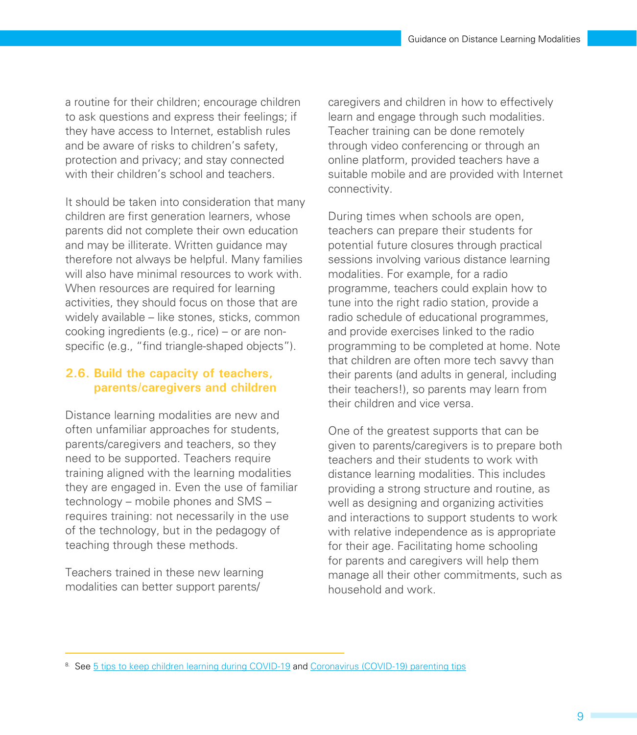a routine for their children; encourage children to ask questions and express their feelings; if they have access to Internet, establish rules and be aware of risks to children's safety, protection and privacy; and stay connected with their children's school and teachers.

It should be taken into consideration that many children are first generation learners, whose parents did not complete their own education and may be illiterate. Written guidance may therefore not always be helpful. Many families will also have minimal resources to work with. When resources are required for learning activities, they should focus on those that are widely available – like stones, sticks, common cooking ingredients (e.g., rice) – or are non-specific (e.g., "find triangle-shaped objects").

### 2.6. Build the capacity of teachers, parents/caregivers and children

Distance learning modalities are new and often unfamiliar approaches for students, parents/caregivers and teachers, so they need to be supported. Teachers require training aligned with the learning modalities they are engaged in. Even the use of familiar technology – mobile phones and SMS – requires training: not necessarily in the use of the technology, but in the pedagogy of teaching through these methods.

Teachers trained in these new learning modalities can better support parents/caregivers and children in how to effectively learn and engage through such modalities. Teacher training can be done remotely through video conferencing or through an online platform, provided teachers have a suitable mobile and are provided with Internet connectivity.

During times when schools are open, teachers can prepare their students for potential future closures through practical sessions involving various distance learning modalities. For example, for a radio programme, teachers could explain how to tune into the right radio station, provide a radio schedule of educational programmes, and provide exercises linked to the radio programming to be completed at home. Note that children are often more tech savvy than their parents (and adults in general, including their teachers!), so parents may learn from their children and vice versa.

One of the greatest supports that can be given to parents/caregivers is to prepare both teachers and their students to work with distance learning modalities. This includes providing a strong structure and routine, as well as designing and organizing activities and interactions to support students to work with relative independence as is appropriate for their age. Facilitating home schooling for parents and caregivers will help them manage all their other commitments, such as household and work.

---

[8] See 5 tips to keep children learning during COVID-19 and Coronavirus (COVID-19) parenting tips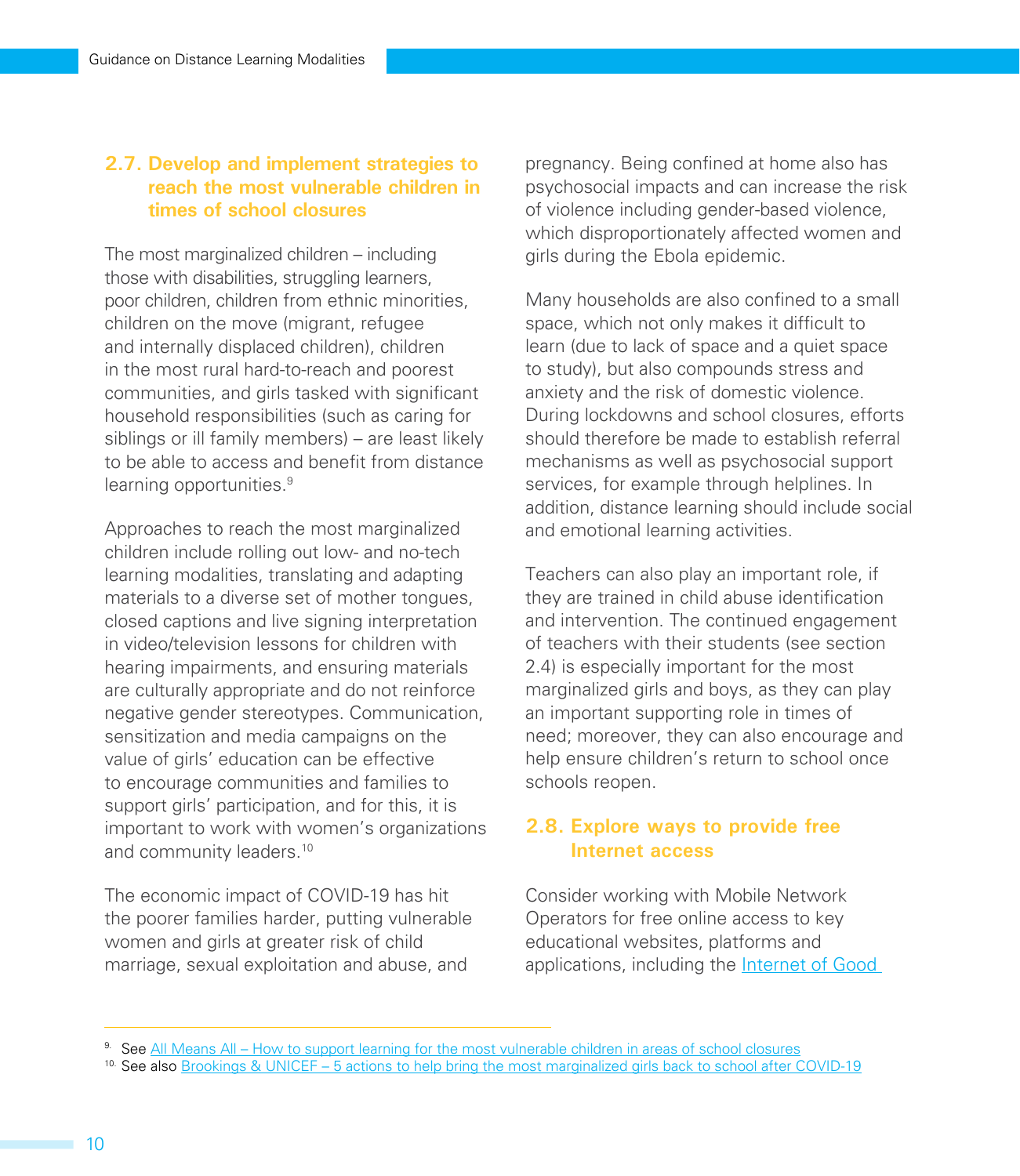## 2.7. Develop and implement strategies to reach the most vulnerable children in times of school closures

The most marginalized children – including those with disabilities, struggling learners, poor children, children from ethnic minorities, children on the move (migrant, refugee and internally displaced children), children in the most rural hard-to-reach and poorest communities, and girls tasked with significant household responsibilities (such as caring for siblings or ill family members) – are least likely to be able to access and benefit from distance learning opportunities.[9]

Approaches to reach the most marginalized children include rolling out low- and no-tech learning modalities, translating and adapting materials to a diverse set of mother tongues, closed captions and live signing interpretation in video/television lessons for children with hearing impairments, and ensuring materials are culturally appropriate and do not reinforce negative gender stereotypes. Communication, sensitization and media campaigns on the value of girls' education can be effective to encourage communities and families to support girls' participation, and for this, it is important to work with women's organizations and community leaders.[10]

The economic impact of COVID-19 has hit the poorer families harder, putting vulnerable women and girls at greater risk of child marriage, sexual exploitation and abuse, and pregnancy. Being confined at home also has psychosocial impacts and can increase the risk of violence including gender-based violence, which disproportionately affected women and girls during the Ebola epidemic.

Many households are also confined to a small space, which not only makes it difficult to learn (due to lack of space and a quiet space to study), but also compounds stress and anxiety and the risk of domestic violence. During lockdowns and school closures, efforts should therefore be made to establish referral mechanisms as well as psychosocial support services, for example through helplines. In addition, distance learning should include social and emotional learning activities.

Teachers can also play an important role, if they are trained in child abuse identification and intervention. The continued engagement of teachers with their students (see section 2.4) is especially important for the most marginalized girls and boys, as they can play an important supporting role in times of need; moreover, they can also encourage and help ensure children's return to school once schools reopen.

## 2.8. Explore ways to provide free Internet access

Consider working with Mobile Network Operators for free online access to key educational websites, platforms and applications, including the Internet of Good

---

[9] See All Means All – How to support learning for the most vulnerable children in areas of school closures

[10] See also Brookings & UNICEF – 5 actions to help bring the most marginalized girls back to school after COVID-19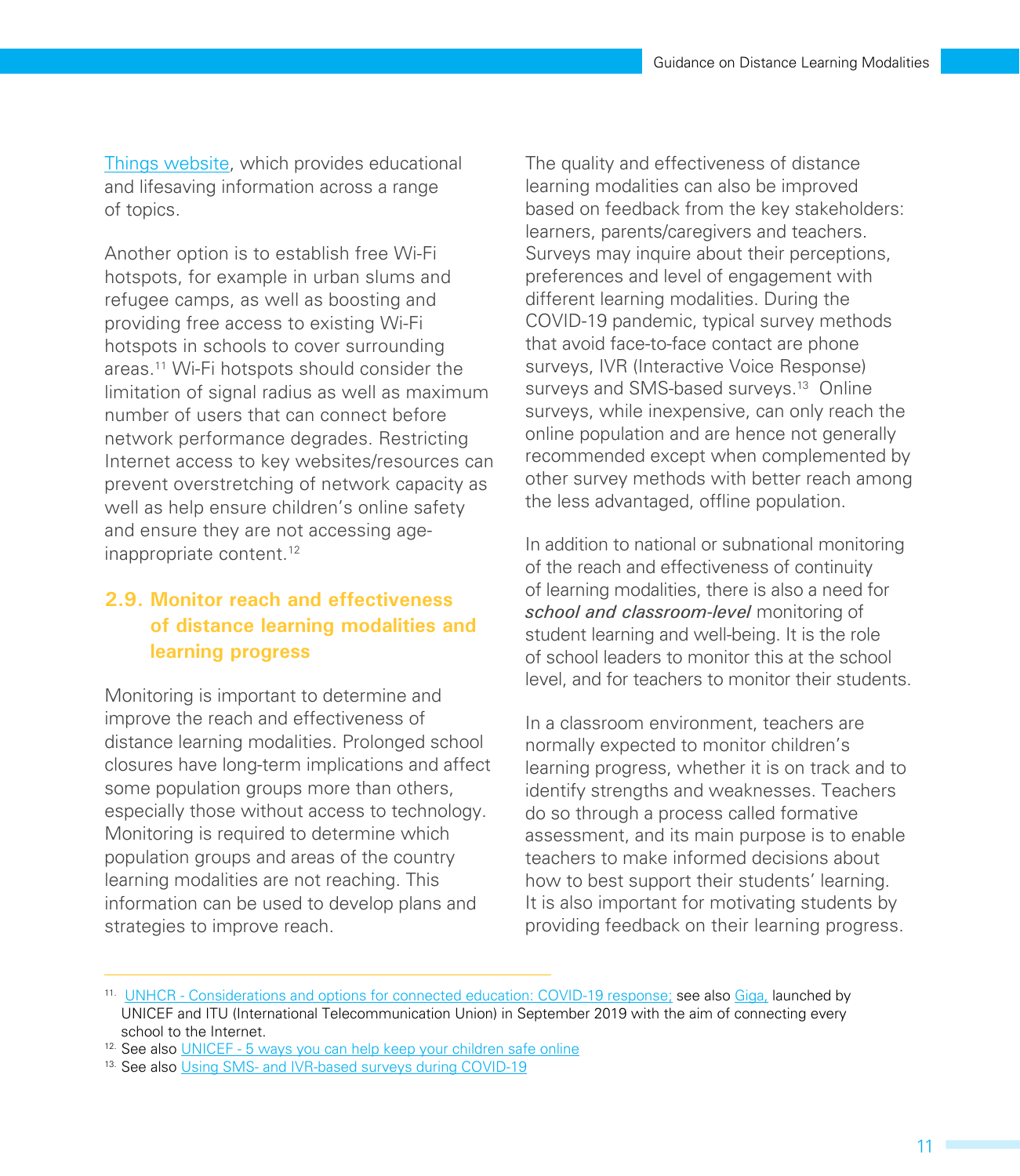Things website, which provides educational and lifesaving information across a range of topics.

Another option is to establish free Wi-Fi hotspots, for example in urban slums and refugee camps, as well as boosting and providing free access to existing Wi-Fi hotspots in schools to cover surrounding areas.[11] Wi-Fi hotspots should consider the limitation of signal radius as well as maximum number of users that can connect before network performance degrades. Restricting Internet access to key websites/resources can prevent overstretching of network capacity as well as help ensure children's online safety and ensure they are not accessing age-inappropriate content.[12]

## 2.9. Monitor reach and effectiveness of distance learning modalities and learning progress

Monitoring is important to determine and improve the reach and effectiveness of distance learning modalities. Prolonged school closures have long-term implications and affect some population groups more than others, especially those without access to technology. Monitoring is required to determine which population groups and areas of the country learning modalities are not reaching. This information can be used to develop plans and strategies to improve reach.

The quality and effectiveness of distance learning modalities can also be improved based on feedback from the key stakeholders: learners, parents/caregivers and teachers. Surveys may inquire about their perceptions, preferences and level of engagement with different learning modalities. During the COVID-19 pandemic, typical survey methods that avoid face-to-face contact are phone surveys, IVR (Interactive Voice Response) surveys and SMS-based surveys.[13] Online surveys, while inexpensive, can only reach the online population and are hence not generally recommended except when complemented by other survey methods with better reach among the less advantaged, offline population.

In addition to national or subnational monitoring of the reach and effectiveness of continuity of learning modalities, there is also a need for ***school and classroom-level*** monitoring of student learning and well-being. It is the role of school leaders to monitor this at the school level, and for teachers to monitor their students.

In a classroom environment, teachers are normally expected to monitor children's learning progress, whether it is on track and to identify strengths and weaknesses. Teachers do so through a process called formative assessment, and its main purpose is to enable teachers to make informed decisions about how to best support their students' learning. It is also important for motivating students by providing feedback on their learning progress.

---

11. UNHCR - Considerations and options for connected education: COVID-19 response; see also Giga, launched by UNICEF and ITU (International Telecommunication Union) in September 2019 with the aim of connecting every school to the Internet.
12. See also UNICEF - 5 ways you can help keep your children safe online
13. See also Using SMS- and IVR-based surveys during COVID-19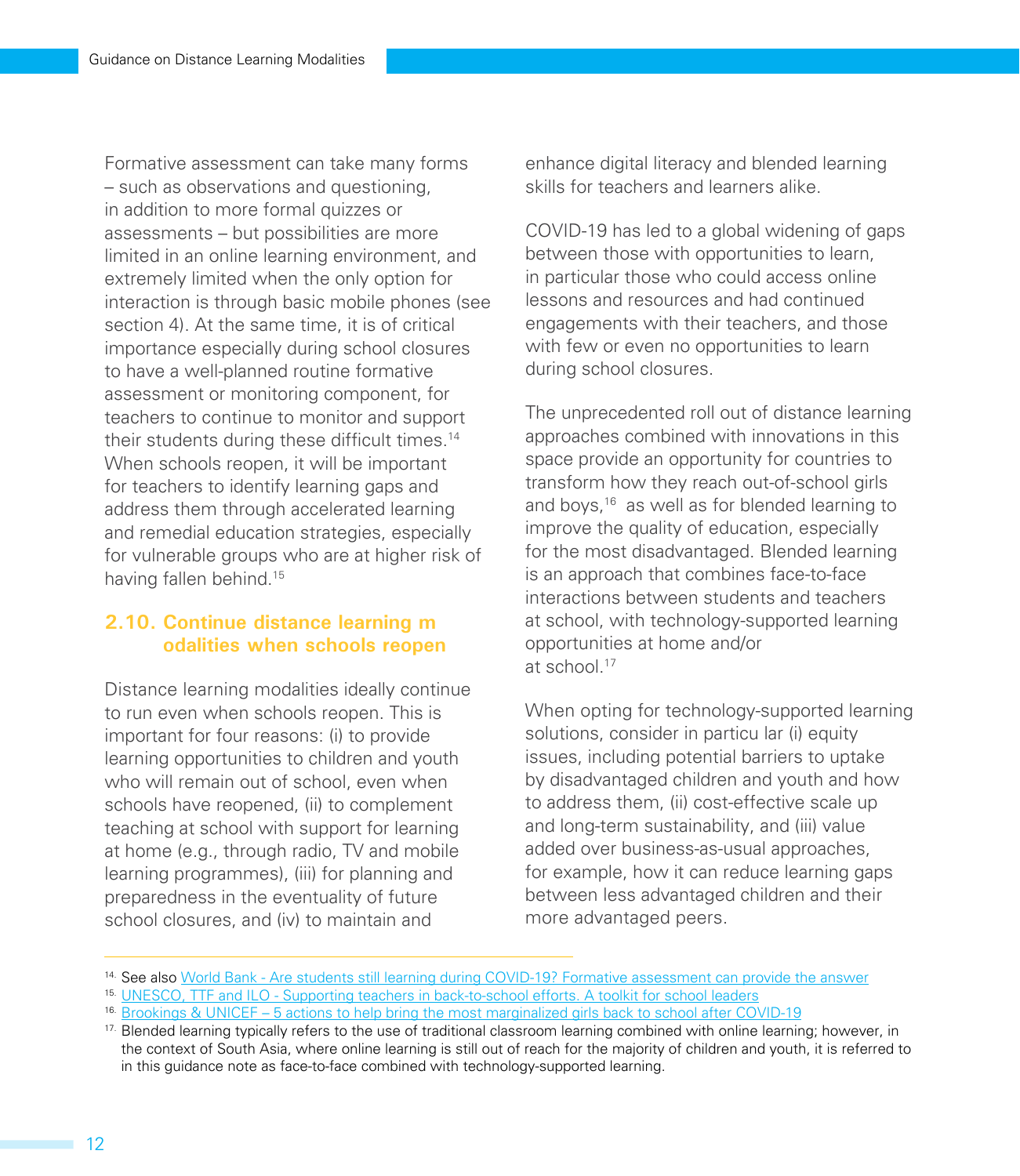Formative assessment can take many forms – such as observations and questioning, in addition to more formal quizzes or assessments – but possibilities are more limited in an online learning environment, and extremely limited when the only option for interaction is through basic mobile phones (see section 4). At the same time, it is of critical importance especially during school closures to have a well-planned routine formative assessment or monitoring component, for teachers to continue to monitor and support their students during these difficult times.[14] When schools reopen, it will be important for teachers to identify learning gaps and address them through accelerated learning and remedial education strategies, especially for vulnerable groups who are at higher risk of having fallen behind.[15]

## 2.10. Continue distance learning modalities when schools reopen

Distance learning modalities ideally continue to run even when schools reopen. This is important for four reasons: (i) to provide learning opportunities to children and youth who will remain out of school, even when schools have reopened, (ii) to complement teaching at school with support for learning at home (e.g., through radio, TV and mobile learning programmes), (iii) for planning and preparedness in the eventuality of future school closures, and (iv) to maintain and enhance digital literacy and blended learning skills for teachers and learners alike.

COVID-19 has led to a global widening of gaps between those with opportunities to learn, in particular those who could access online lessons and resources and had continued engagements with their teachers, and those with few or even no opportunities to learn during school closures.

The unprecedented roll out of distance learning approaches combined with innovations in this space provide an opportunity for countries to transform how they reach out-of-school girls and boys,[16] as well as for blended learning to improve the quality of education, especially for the most disadvantaged. Blended learning is an approach that combines face-to-face interactions between students and teachers at school, with technology-supported learning opportunities at home and/or at school.[17]

When opting for technology-supported learning solutions, consider in particular (i) equity issues, including potential barriers to uptake by disadvantaged children and youth and how to address them, (ii) cost-effective scale up and long-term sustainability, and (iii) value added over business-as-usual approaches, for example, how it can reduce learning gaps between less advantaged children and their more advantaged peers.

---

[14] See also World Bank - Are students still learning during COVID-19? Formative assessment can provide the answer

[15] UNESCO, TTF and ILO - Supporting teachers in back-to-school efforts. A toolkit for school leaders

[16] Brookings & UNICEF – 5 actions to help bring the most marginalized girls back to school after COVID-19

[17] Blended learning typically refers to the use of traditional classroom learning combined with online learning; however, in the context of South Asia, where online learning is still out of reach for the majority of children and youth, it is referred to in this guidance note as face-to-face combined with technology-supported learning.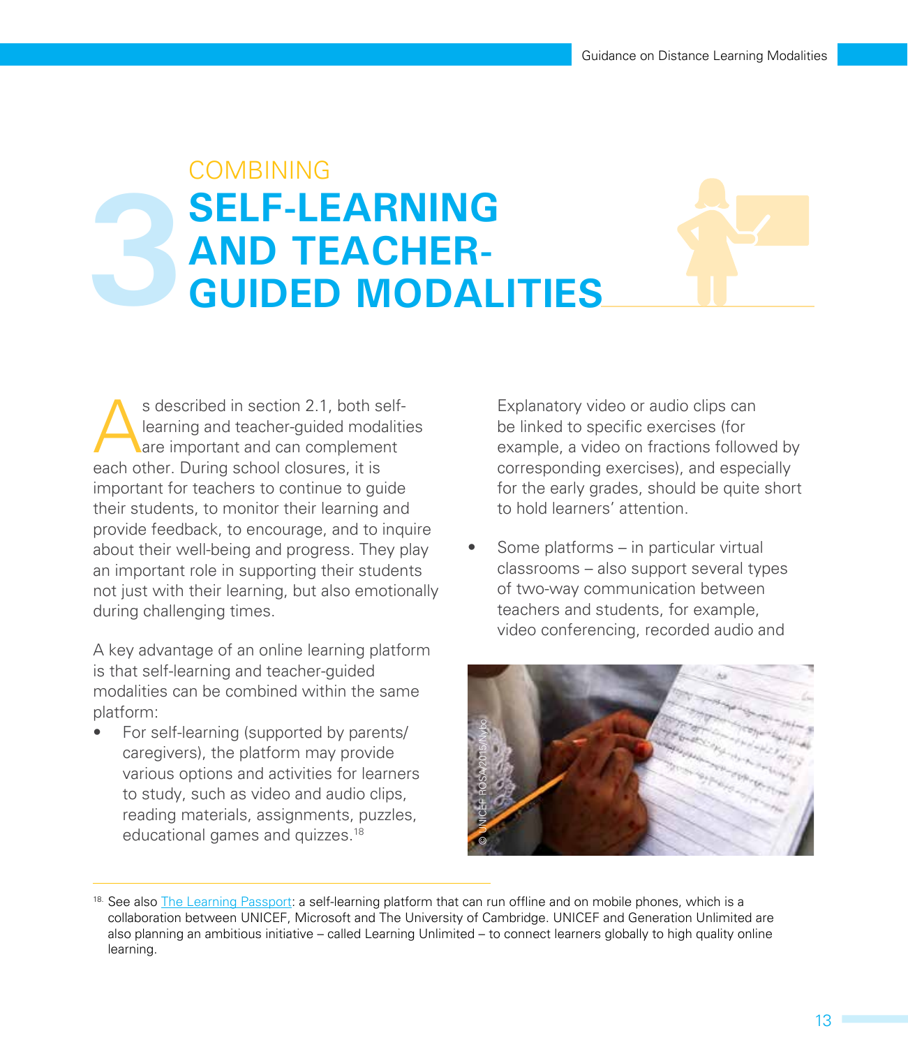# 3 COMBINING SELF-LEARNING AND TEACHER-GUIDED MODALITIES

As described in section 2.1, both self-learning and teacher-guided modalities are important and can complement each other. During school closures, it is important for teachers to continue to guide their students, to monitor their learning and provide feedback, to encourage, and to inquire about their well-being and progress. They play an important role in supporting their students not just with their learning, but also emotionally during challenging times.

A key advantage of an online learning platform is that self-learning and teacher-guided modalities can be combined within the same platform:

- For self-learning (supported by parents/caregivers), the platform may provide various options and activities for learners to study, such as video and audio clips, reading materials, assignments, puzzles, educational games and quizzes.[18] Explanatory video or audio clips can be linked to specific exercises (for example, a video on fractions followed by corresponding exercises), and especially for the early grades, should be quite short to hold learners' attention.
- Some platforms – in particular virtual classrooms – also support several types of two-way communication between teachers and students, for example, video conferencing, recorded audio and

© UNICEF ROSA/2015/Nybo

[18] See also The Learning Passport: a self-learning platform that can run offline and on mobile phones, which is a collaboration between UNICEF, Microsoft and The University of Cambridge. UNICEF and Generation Unlimited are also planning an ambitious initiative – called Learning Unlimited – to connect learners globally to high quality online learning.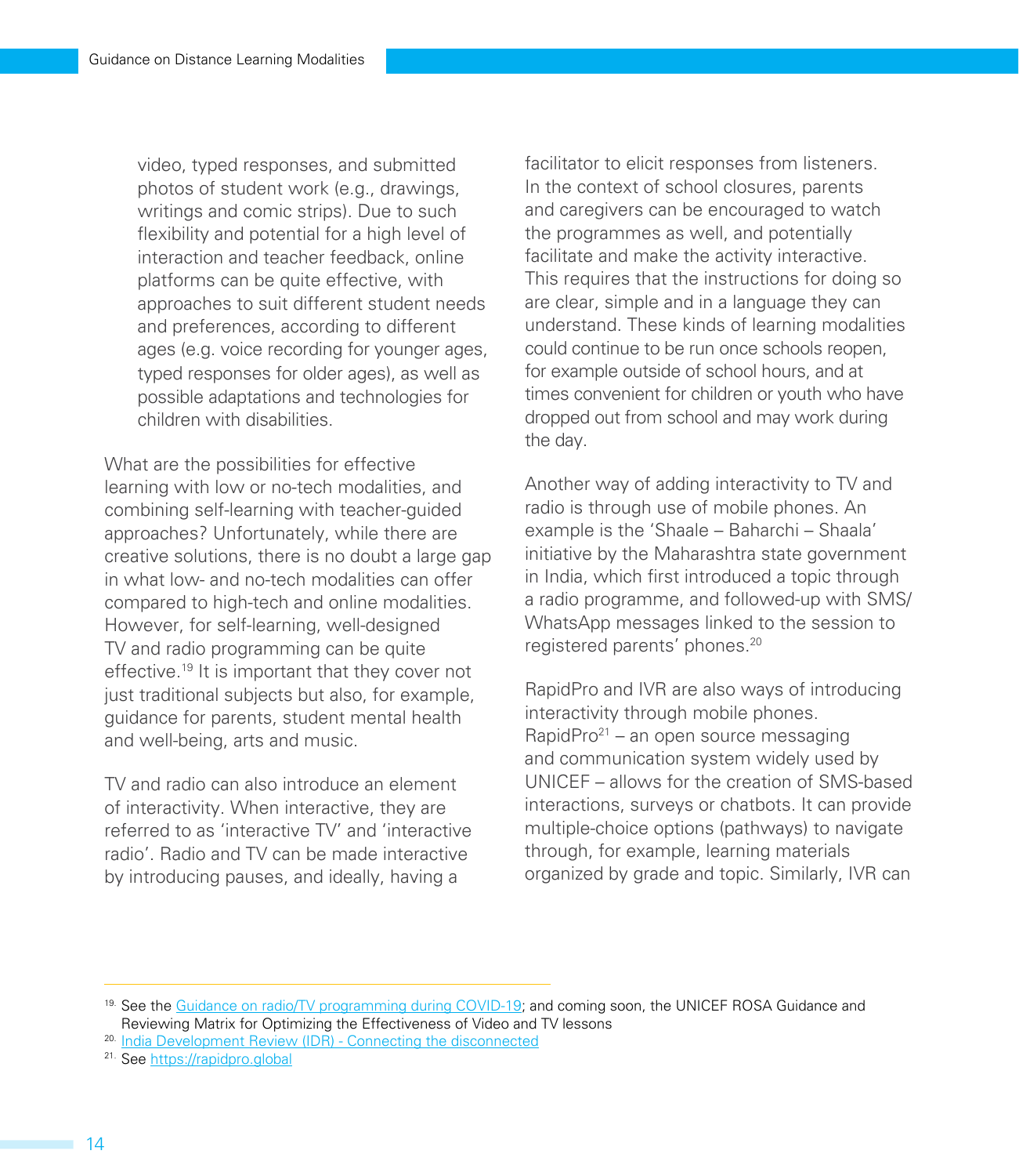video, typed responses, and submitted photos of student work (e.g., drawings, writings and comic strips). Due to such flexibility and potential for a high level of interaction and teacher feedback, online platforms can be quite effective, with approaches to suit different student needs and preferences, according to different ages (e.g. voice recording for younger ages, typed responses for older ages), as well as possible adaptations and technologies for children with disabilities.

What are the possibilities for effective learning with low or no-tech modalities, and combining self-learning with teacher-guided approaches? Unfortunately, while there are creative solutions, there is no doubt a large gap in what low- and no-tech modalities can offer compared to high-tech and online modalities. However, for self-learning, well-designed TV and radio programming can be quite effective.[19] It is important that they cover not just traditional subjects but also, for example, guidance for parents, student mental health and well-being, arts and music.

TV and radio can also introduce an element of interactivity. When interactive, they are referred to as 'interactive TV' and 'interactive radio'. Radio and TV can be made interactive by introducing pauses, and ideally, having a facilitator to elicit responses from listeners. In the context of school closures, parents and caregivers can be encouraged to watch the programmes as well, and potentially facilitate and make the activity interactive. This requires that the instructions for doing so are clear, simple and in a language they can understand. These kinds of learning modalities could continue to be run once schools reopen, for example outside of school hours, and at times convenient for children or youth who have dropped out from school and may work during the day.

Another way of adding interactivity to TV and radio is through use of mobile phones. An example is the 'Shaale – Baharchi – Shaala' initiative by the Maharashtra state government in India, which first introduced a topic through a radio programme, and followed-up with SMS/WhatsApp messages linked to the session to registered parents' phones.[20]

RapidPro and IVR are also ways of introducing interactivity through mobile phones. RapidPro[21] – an open source messaging and communication system widely used by UNICEF – allows for the creation of SMS-based interactions, surveys or chatbots. It can provide multiple-choice options (pathways) to navigate through, for example, learning materials organized by grade and topic. Similarly, IVR can

---

19. See the Guidance on radio/TV programming during COVID-19; and coming soon, the UNICEF ROSA Guidance and Reviewing Matrix for Optimizing the Effectiveness of Video and TV lessons
20. India Development Review (IDR) - Connecting the disconnected
21. See https://rapidpro.global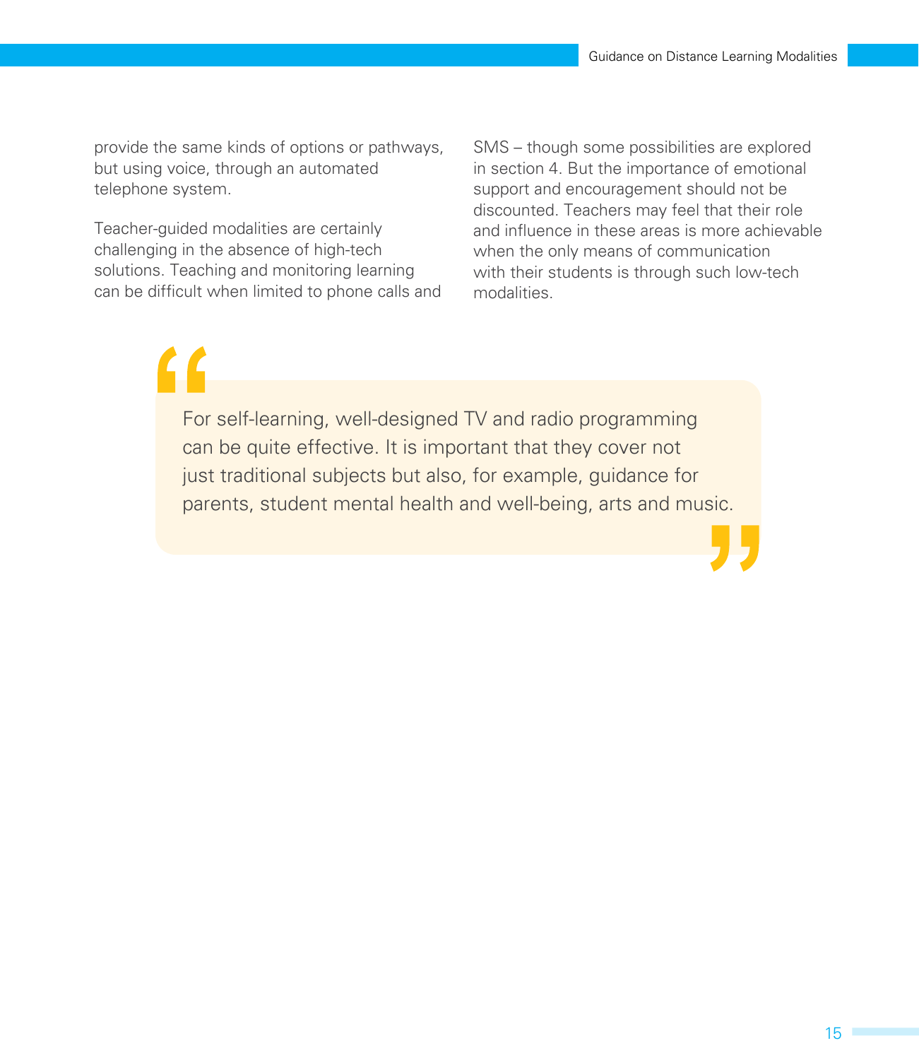provide the same kinds of options or pathways, but using voice, through an automated telephone system.

Teacher-guided modalities are certainly challenging in the absence of high-tech solutions. Teaching and monitoring learning can be difficult when limited to phone calls and SMS – though some possibilities are explored in section 4. But the importance of emotional support and encouragement should not be discounted. Teachers may feel that their role and influence in these areas is more achievable when the only means of communication with their students is through such low-tech modalities.

> For self-learning, well-designed TV and radio programming can be quite effective. It is important that they cover not just traditional subjects but also, for example, guidance for parents, student mental health and well-being, arts and music.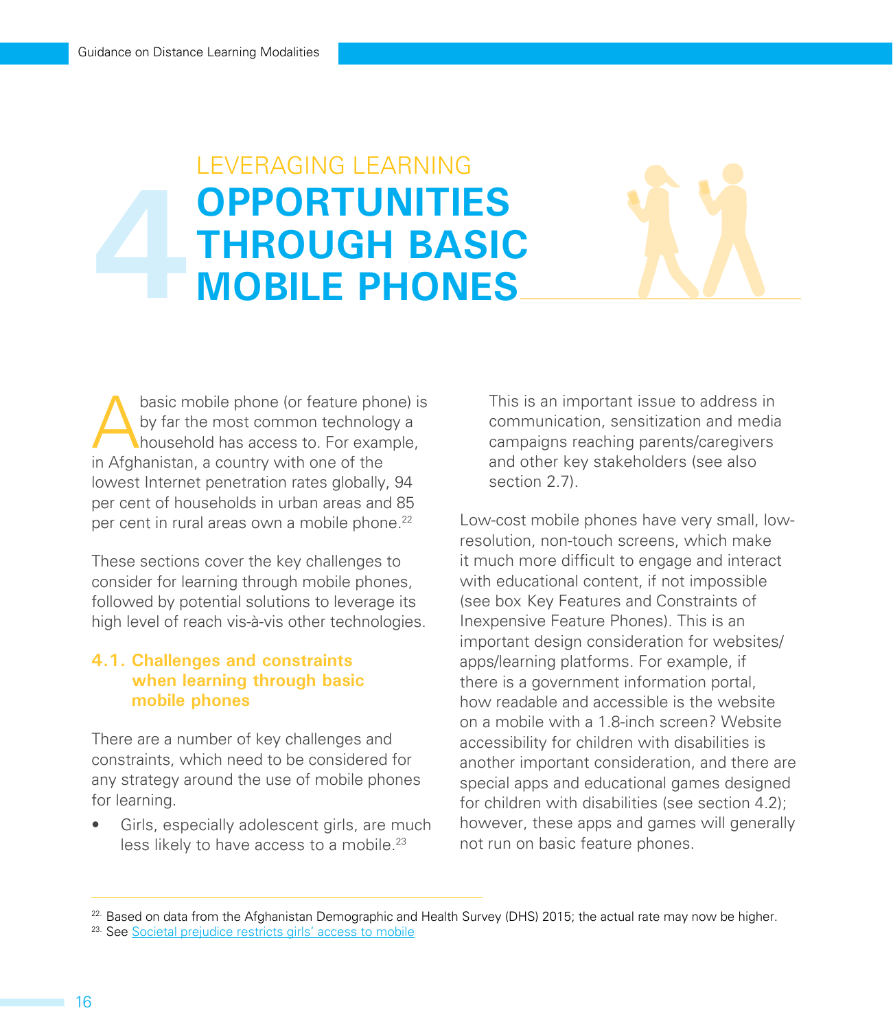# 4 LEVERAGING LEARNING OPPORTUNITIES THROUGH BASIC MOBILE PHONES

A basic mobile phone (or feature phone) is by far the most common technology a household has access to. For example, in Afghanistan, a country with one of the lowest Internet penetration rates globally, 94 per cent of households in urban areas and 85 per cent in rural areas own a mobile phone.[22]

These sections cover the key challenges to consider for learning through mobile phones, followed by potential solutions to leverage its high level of reach vis-à-vis other technologies.

## 4.1. Challenges and constraints when learning through basic mobile phones

There are a number of key challenges and constraints, which need to be considered for any strategy around the use of mobile phones for learning.

- Girls, especially adolescent girls, are much less likely to have access to a mobile.[23] This is an important issue to address in communication, sensitization and media campaigns reaching parents/caregivers and other key stakeholders (see also section 2.7).

Low-cost mobile phones have very small, low-resolution, non-touch screens, which make it much more difficult to engage and interact with educational content, if not impossible (see box Key Features and Constraints of Inexpensive Feature Phones). This is an important design consideration for websites/apps/learning platforms. For example, if there is a government information portal, how readable and accessible is the website on a mobile with a 1.8-inch screen? Website accessibility for children with disabilities is another important consideration, and there are special apps and educational games designed for children with disabilities (see section 4.2); however, these apps and games will generally not run on basic feature phones.

---

[22] Based on data from the Afghanistan Demographic and Health Survey (DHS) 2015; the actual rate may now be higher.

[23] See Societal prejudice restricts girls' access to mobile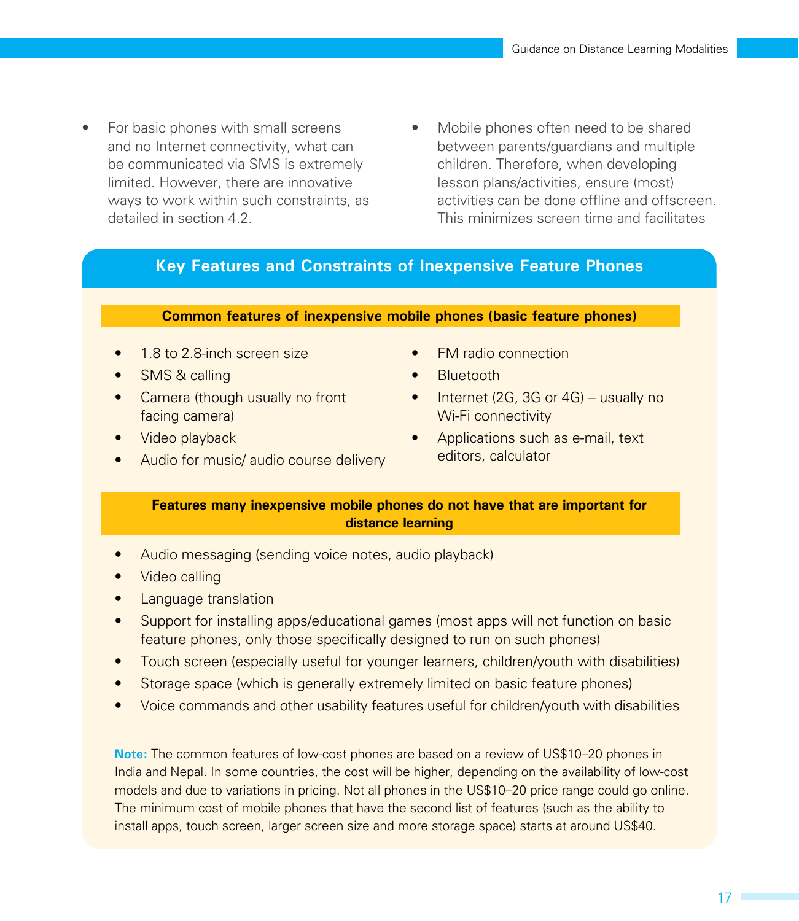- For basic phones with small screens and no Internet connectivity, what can be communicated via SMS is extremely limited. However, there are innovative ways to work within such constraints, as detailed in section 4.2.
- Mobile phones often need to be shared between parents/guardians and multiple children. Therefore, when developing lesson plans/activities, ensure (most) activities can be done offline and offscreen. This minimizes screen time and facilitates

## Key Features and Constraints of Inexpensive Feature Phones

**Common features of inexpensive mobile phones (basic feature phones)**

- 1.8 to 2.8-inch screen size
- SMS & calling
- Camera (though usually no front facing camera)
- Video playback
- Audio for music/ audio course delivery
- FM radio connection
- Bluetooth
- Internet (2G, 3G or 4G) – usually no Wi-Fi connectivity
- Applications such as e-mail, text editors, calculator

**Features many inexpensive mobile phones do not have that are important for distance learning**

- Audio messaging (sending voice notes, audio playback)
- Video calling
- Language translation
- Support for installing apps/educational games (most apps will not function on basic feature phones, only those specifically designed to run on such phones)
- Touch screen (especially useful for younger learners, children/youth with disabilities)
- Storage space (which is generally extremely limited on basic feature phones)
- Voice commands and other usability features useful for children/youth with disabilities

**Note:** The common features of low-cost phones are based on a review of US$10–20 phones in India and Nepal. In some countries, the cost will be higher, depending on the availability of low-cost models and due to variations in pricing. Not all phones in the US$10–20 price range could go online. The minimum cost of mobile phones that have the second list of features (such as the ability to install apps, touch screen, larger screen size and more storage space) starts at around US$40.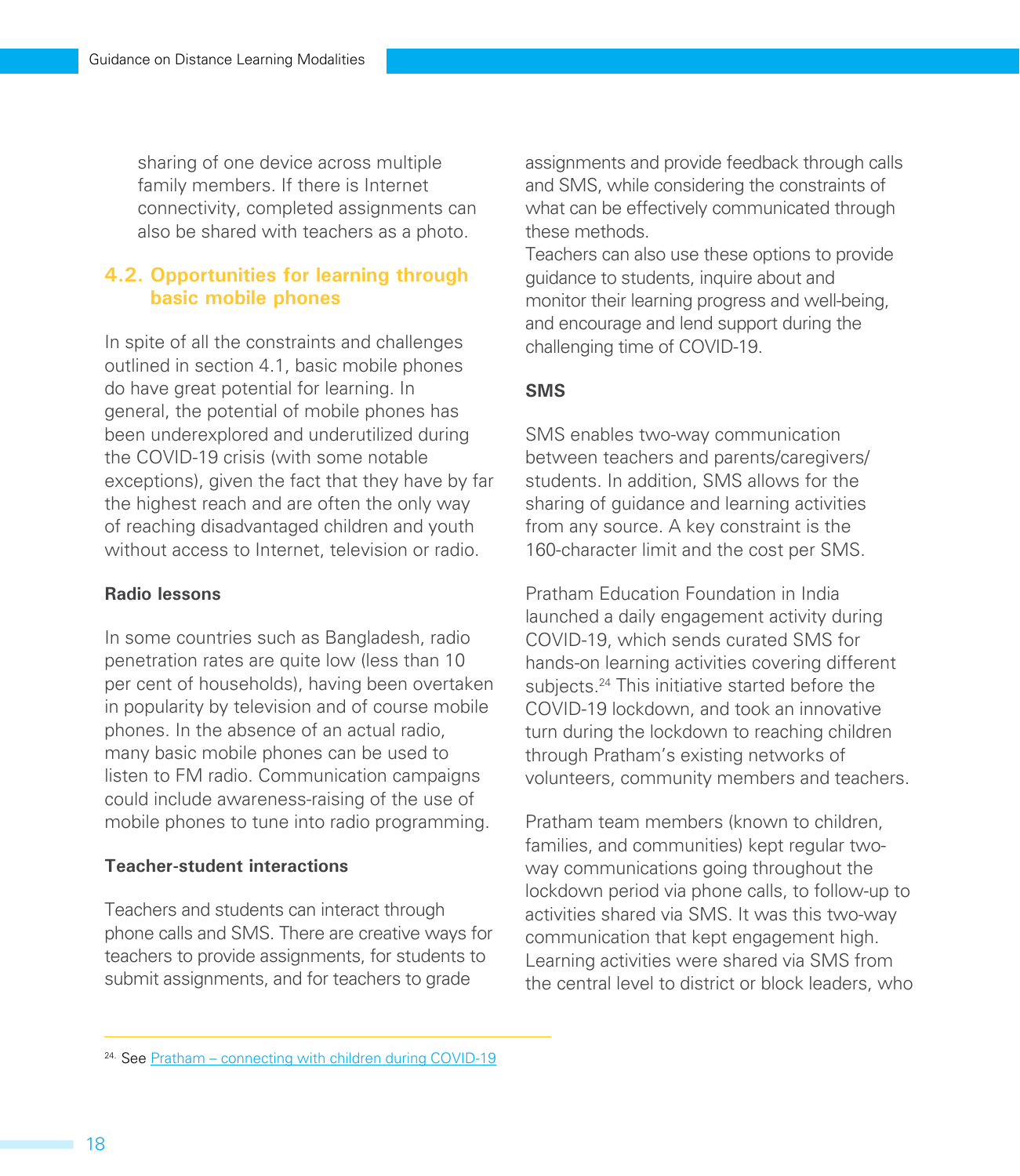sharing of one device across multiple family members. If there is Internet connectivity, completed assignments can also be shared with teachers as a photo.

## 4.2. Opportunities for learning through basic mobile phones

In spite of all the constraints and challenges outlined in section 4.1, basic mobile phones do have great potential for learning. In general, the potential of mobile phones has been underexplored and underutilized during the COVID-19 crisis (with some notable exceptions), given the fact that they have by far the highest reach and are often the only way of reaching disadvantaged children and youth without access to Internet, television or radio.

**Radio lessons**

In some countries such as Bangladesh, radio penetration rates are quite low (less than 10 per cent of households), having been overtaken in popularity by television and of course mobile phones. In the absence of an actual radio, many basic mobile phones can be used to listen to FM radio. Communication campaigns could include awareness-raising of the use of mobile phones to tune into radio programming.

**Teacher-student interactions**

Teachers and students can interact through phone calls and SMS. There are creative ways for teachers to provide assignments, for students to submit assignments, and for teachers to grade assignments and provide feedback through calls and SMS, while considering the constraints of what can be effectively communicated through these methods.
Teachers can also use these options to provide guidance to students, inquire about and monitor their learning progress and well-being, and encourage and lend support during the challenging time of COVID-19.

**SMS**

SMS enables two-way communication between teachers and parents/caregivers/students. In addition, SMS allows for the sharing of guidance and learning activities from any source. A key constraint is the 160-character limit and the cost per SMS.

Pratham Education Foundation in India launched a daily engagement activity during COVID-19, which sends curated SMS for hands-on learning activities covering different subjects.[24] This initiative started before the COVID-19 lockdown, and took an innovative turn during the lockdown to reaching children through Pratham's existing networks of volunteers, community members and teachers.

Pratham team members (known to children, families, and communities) kept regular two-way communications going throughout the lockdown period via phone calls, to follow-up to activities shared via SMS. It was this two-way communication that kept engagement high. Learning activities were shared via SMS from the central level to district or block leaders, who

---

[24] See Pratham – connecting with children during COVID-19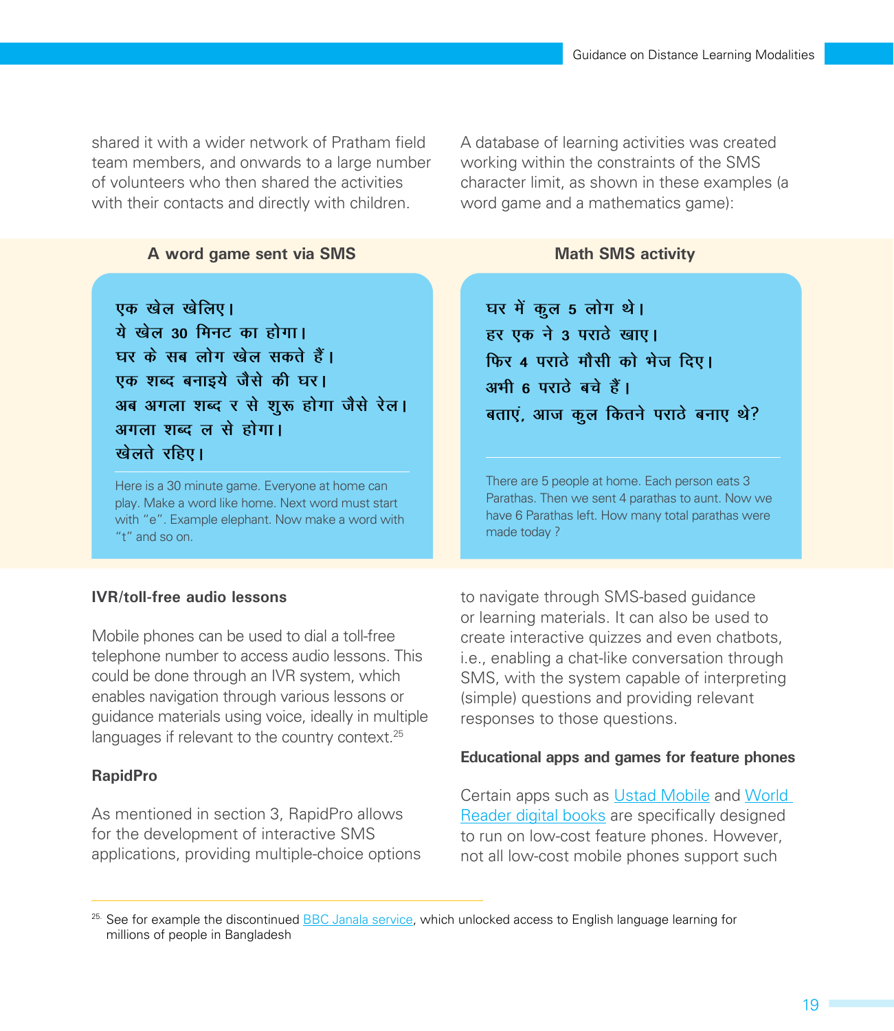shared it with a wider network of Pratham field team members, and onwards to a large number of volunteers who then shared the activities with their contacts and directly with children.

A database of learning activities was created working within the constraints of the SMS character limit, as shown in these examples (a word game and a mathematics game):

**A word game sent via SMS**

एक खेल खेलिए।
ये खेल 30 मिनट का होगा।
घर के सब लोग खेल सकते हैं।
एक शब्द बनाइये जैसे की घर।
अब अगला शब्द र से शुरू होगा जैसे रेल।
अगला शब्द ल से होगा।
खेलते रहिए।

Here is a 30 minute game. Everyone at home can play. Make a word like home. Next word must start with "e". Example elephant. Now make a word with "t" and so on.

**Math SMS activity**

घर में कुल 5 लोग थे।
हर एक ने 3 पराठे खाए।
फिर 4 पराठे मौसी को भेज दिए।
अभी 6 पराठे बचे हैं।
बताएं, आज कुल कितने पराठे बनाए थे?

There are 5 people at home. Each person eats 3 Parathas. Then we sent 4 parathas to aunt. Now we have 6 Parathas left. How many total parathas were made today ?

**IVR/toll-free audio lessons**

Mobile phones can be used to dial a toll-free telephone number to access audio lessons. This could be done through an IVR system, which enables navigation through various lessons or guidance materials using voice, ideally in multiple languages if relevant to the country context.[25]

**RapidPro**

As mentioned in section 3, RapidPro allows for the development of interactive SMS applications, providing multiple-choice options to navigate through SMS-based guidance or learning materials. It can also be used to create interactive quizzes and even chatbots, i.e., enabling a chat-like conversation through SMS, with the system capable of interpreting (simple) questions and providing relevant responses to those questions.

**Educational apps and games for feature phones**

Certain apps such as Ustad Mobile and World Reader digital books are specifically designed to run on low-cost feature phones. However, not all low-cost mobile phones support such

[25] See for example the discontinued BBC Janala service, which unlocked access to English language learning for millions of people in Bangladesh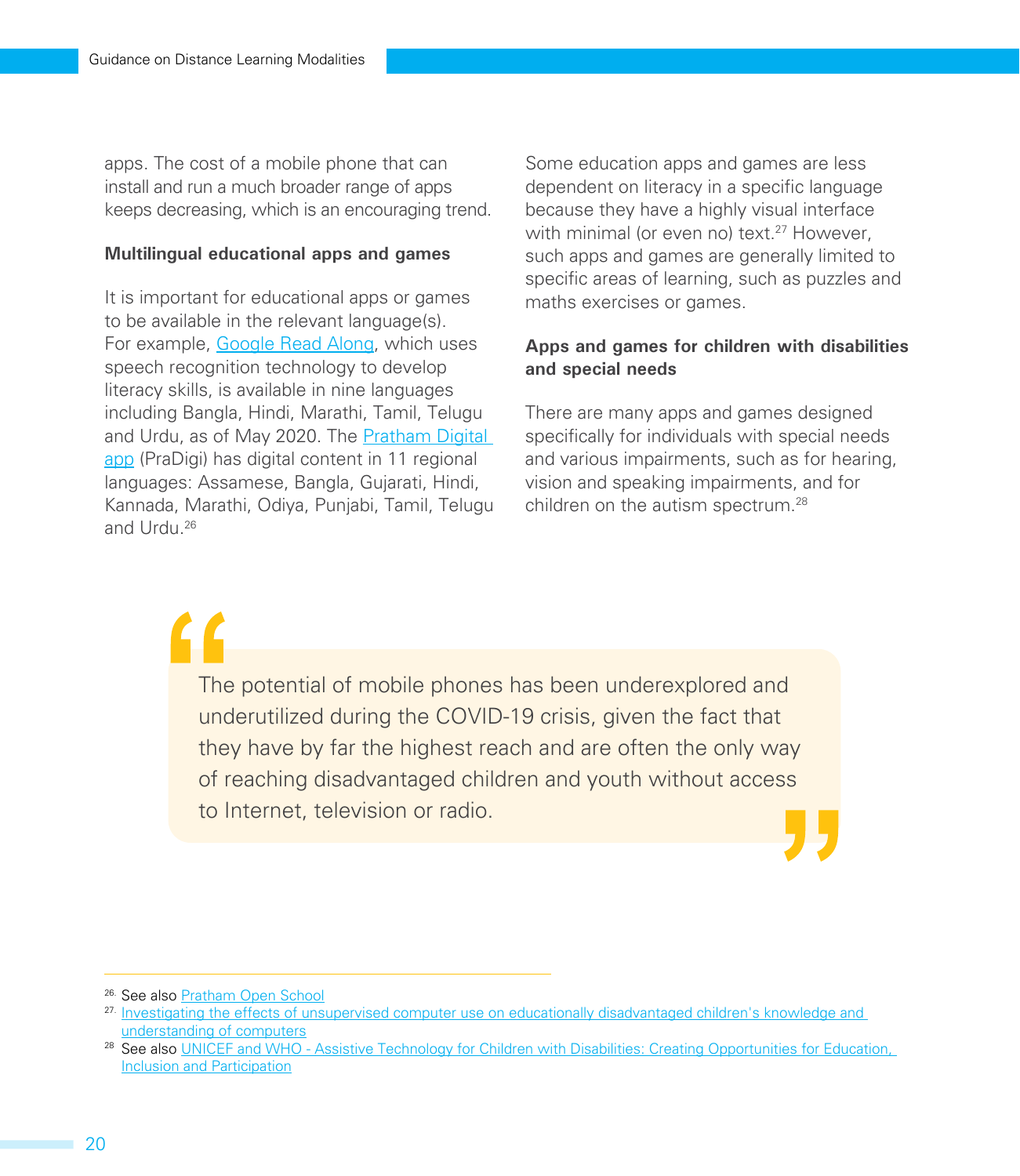apps. The cost of a mobile phone that can install and run a much broader range of apps keeps decreasing, which is an encouraging trend.

**Multilingual educational apps and games**

It is important for educational apps or games to be available in the relevant language(s). For example, Google Read Along, which uses speech recognition technology to develop literacy skills, is available in nine languages including Bangla, Hindi, Marathi, Tamil, Telugu and Urdu, as of May 2020. The Pratham Digital app (PraDigi) has digital content in 11 regional languages: Assamese, Bangla, Gujarati, Hindi, Kannada, Marathi, Odiya, Punjabi, Tamil, Telugu and Urdu.[26]

Some education apps and games are less dependent on literacy in a specific language because they have a highly visual interface with minimal (or even no) text.[27] However, such apps and games are generally limited to specific areas of learning, such as puzzles and maths exercises or games.

**Apps and games for children with disabilities and special needs**

There are many apps and games designed specifically for individuals with special needs and various impairments, such as for hearing, vision and speaking impairments, and for children on the autism spectrum.[28]

> The potential of mobile phones has been underexplored and underutilized during the COVID-19 crisis, given the fact that they have by far the highest reach and are often the only way of reaching disadvantaged children and youth without access to Internet, television or radio.

26. See also Pratham Open School
27. Investigating the effects of unsupervised computer use on educationally disadvantaged children's knowledge and understanding of computers
28. See also UNICEF and WHO - Assistive Technology for Children with Disabilities: Creating Opportunities for Education, Inclusion and Participation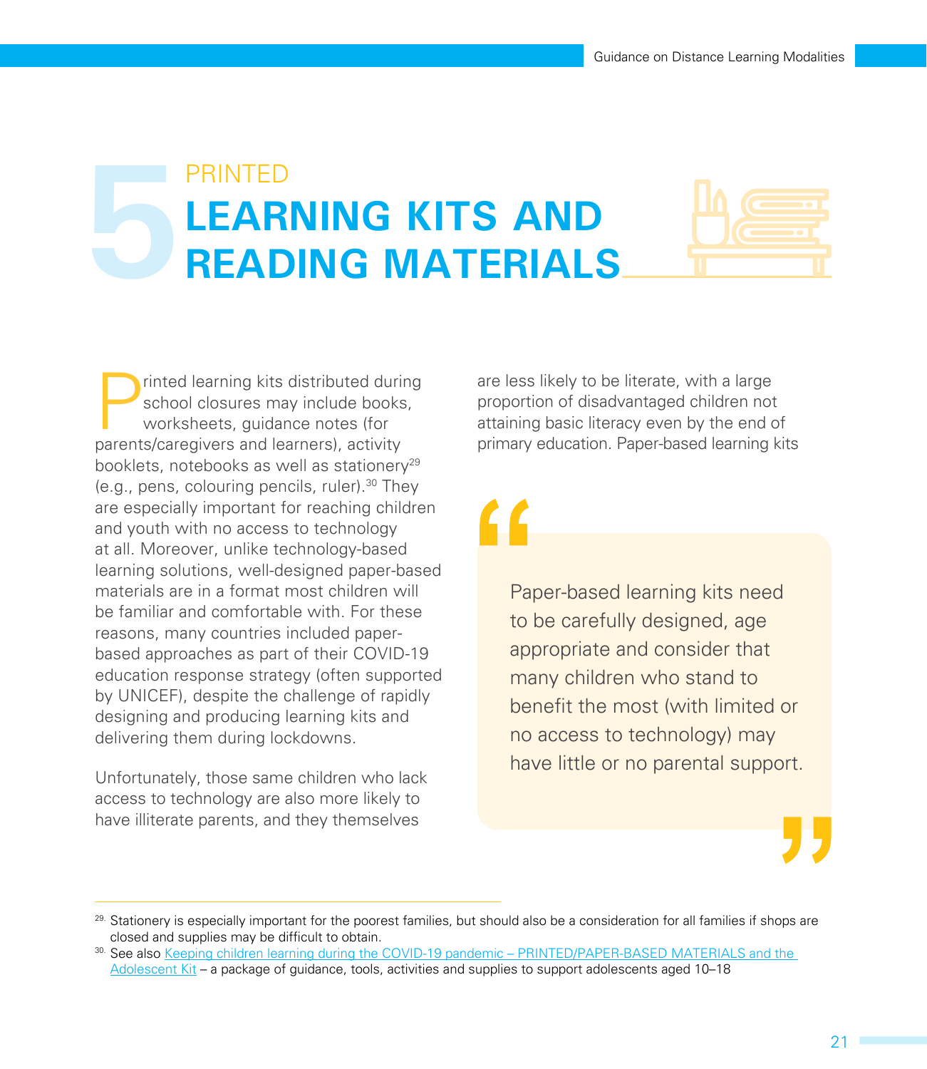# 5 PRINTED LEARNING KITS AND READING MATERIALS

Printed learning kits distributed during school closures may include books, worksheets, guidance notes (for parents/caregivers and learners), activity booklets, notebooks as well as stationery[29] (e.g., pens, colouring pencils, ruler).[30] They are especially important for reaching children and youth with no access to technology at all. Moreover, unlike technology-based learning solutions, well-designed paper-based materials are in a format most children will be familiar and comfortable with. For these reasons, many countries included paper-based approaches as part of their COVID-19 education response strategy (often supported by UNICEF), despite the challenge of rapidly designing and producing learning kits and delivering them during lockdowns.

Unfortunately, those same children who lack access to technology are also more likely to have illiterate parents, and they themselves are less likely to be literate, with a large proportion of disadvantaged children not attaining basic literacy even by the end of primary education. Paper-based learning kits

> "Paper-based learning kits need to be carefully designed, age appropriate and consider that many children who stand to benefit the most (with limited or no access to technology) may have little or no parental support."

---

[29] Stationery is especially important for the poorest families, but should also be a consideration for all families if shops are closed and supplies may be difficult to obtain.

[30] See also [Keeping children learning during the COVID-19 pandemic – PRINTED/PAPER-BASED MATERIALS and the Adolescent Kit]() – a package of guidance, tools, activities and supplies to support adolescents aged 10–18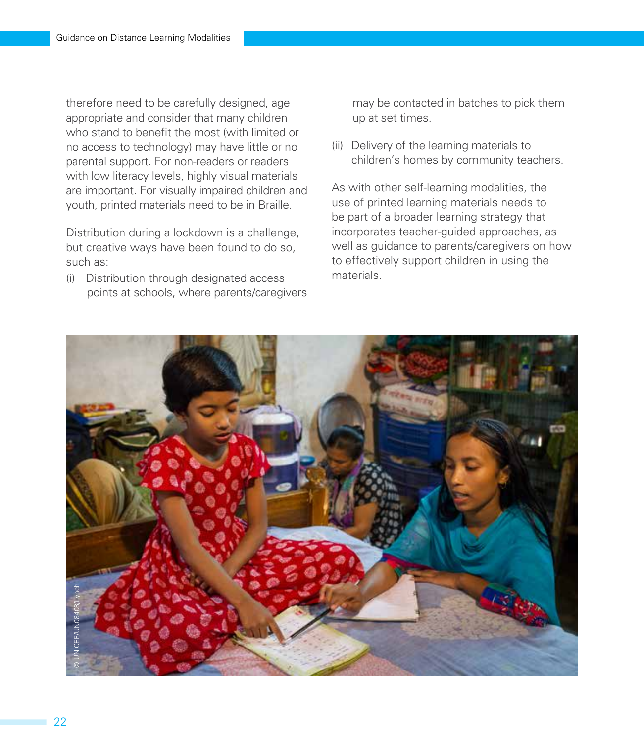therefore need to be carefully designed, age appropriate and consider that many children who stand to benefit the most (with limited or no access to technology) may have little or no parental support. For non-readers or readers with low literacy levels, highly visual materials are important. For visually impaired children and youth, printed materials need to be in Braille.

Distribution during a lockdown is a challenge, but creative ways have been found to do so, such as:

(i) Distribution through designated access points at schools, where parents/caregivers may be contacted in batches to pick them up at set times.

(ii) Delivery of the learning materials to children's homes by community teachers.

As with other self-learning modalities, the use of printed learning materials needs to be part of a broader learning strategy that incorporates teacher-guided approaches, as well as guidance to parents/caregivers on how to effectively support children in using the materials.

© UNICEF/UN08408/Lynch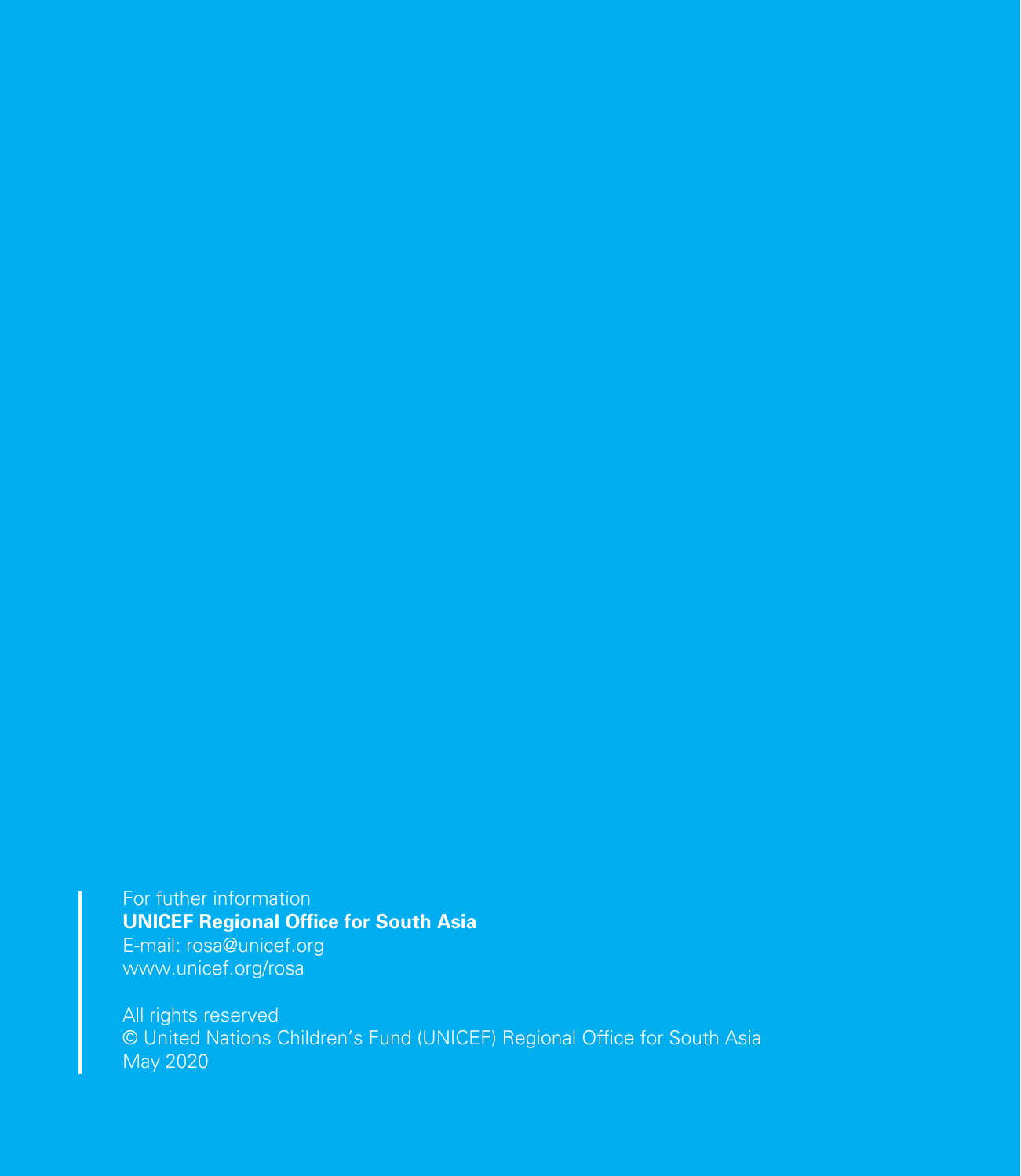For futher information
**UNICEF Regional Office for South Asia**
E-mail: rosa@unicef.org
www.unicef.org/rosa

All rights reserved
© United Nations Children's Fund (UNICEF) Regional Office for South Asia
May 2020